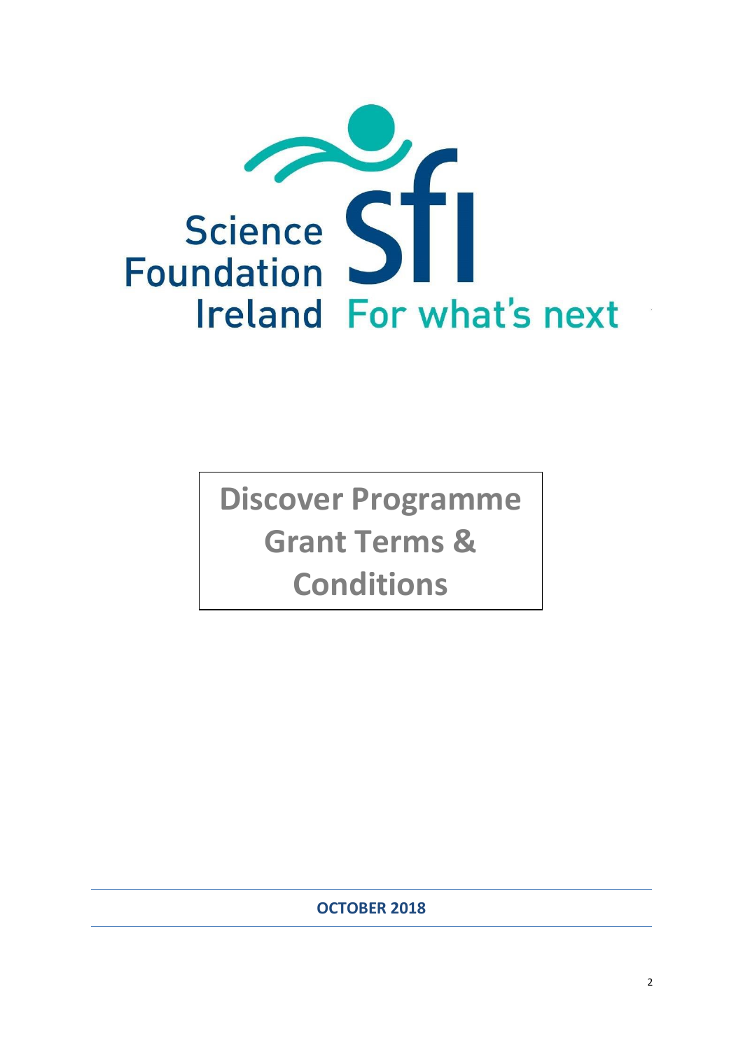Science Foundation Ireland

sfi

For what's next

# Discover Programme Grant Terms & Conditions

**OCTOBER 2018**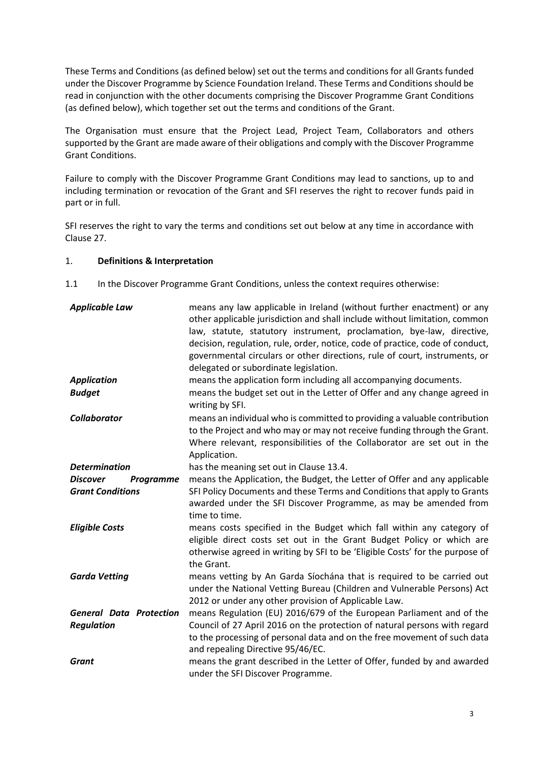These Terms and Conditions (as defined below) set out the terms and conditions for all Grants funded under the Discover Programme by Science Foundation Ireland. These Terms and Conditions should be read in conjunction with the other documents comprising the Discover Programme Grant Conditions (as defined below), which together set out the terms and conditions of the Grant.

The Organisation must ensure that the Project Lead, Project Team, Collaborators and others supported by the Grant are made aware of their obligations and comply with the Discover Programme Grant Conditions.

Failure to comply with the Discover Programme Grant Conditions may lead to sanctions, up to and including termination or revocation of the Grant and SFI reserves the right to recover funds paid in part or in full.

SFI reserves the right to vary the terms and conditions set out below at any time in accordance with Clause 27.

## 1. Definitions & Interpretation

1.1 In the Discover Programme Grant Conditions, unless the context requires otherwise:

| | |
|---|---|
| ***Applicable Law*** | means any law applicable in Ireland (without further enactment) or any other applicable jurisdiction and shall include without limitation, common law, statute, statutory instrument, proclamation, bye-law, directive, decision, regulation, rule, order, notice, code of practice, code of conduct, governmental circulars or other directions, rule of court, instruments, or delegated or subordinate legislation. |
| ***Application*** | means the application form including all accompanying documents. |
| ***Budget*** | means the budget set out in the Letter of Offer and any change agreed in writing by SFI. |
| ***Collaborator*** | means an individual who is committed to providing a valuable contribution to the Project and who may or may not receive funding through the Grant. Where relevant, responsibilities of the Collaborator are set out in the Application. |
| ***Determination*** | has the meaning set out in Clause 13.4. |
| ***Discover Programme Grant Conditions*** | means the Application, the Budget, the Letter of Offer and any applicable SFI Policy Documents and these Terms and Conditions that apply to Grants awarded under the SFI Discover Programme, as may be amended from time to time. |
| ***Eligible Costs*** | means costs specified in the Budget which fall within any category of eligible direct costs set out in the Grant Budget Policy or which are otherwise agreed in writing by SFI to be 'Eligible Costs' for the purpose of the Grant. |
| ***Garda Vetting*** | means vetting by An Garda Síochána that is required to be carried out under the National Vetting Bureau (Children and Vulnerable Persons) Act 2012 or under any other provision of Applicable Law. |
| ***General Data Protection Regulation*** | means Regulation (EU) 2016/679 of the European Parliament and of the Council of 27 April 2016 on the protection of natural persons with regard to the processing of personal data and on the free movement of such data and repealing Directive 95/46/EC. |
| ***Grant*** | means the grant described in the Letter of Offer, funded by and awarded under the SFI Discover Programme. |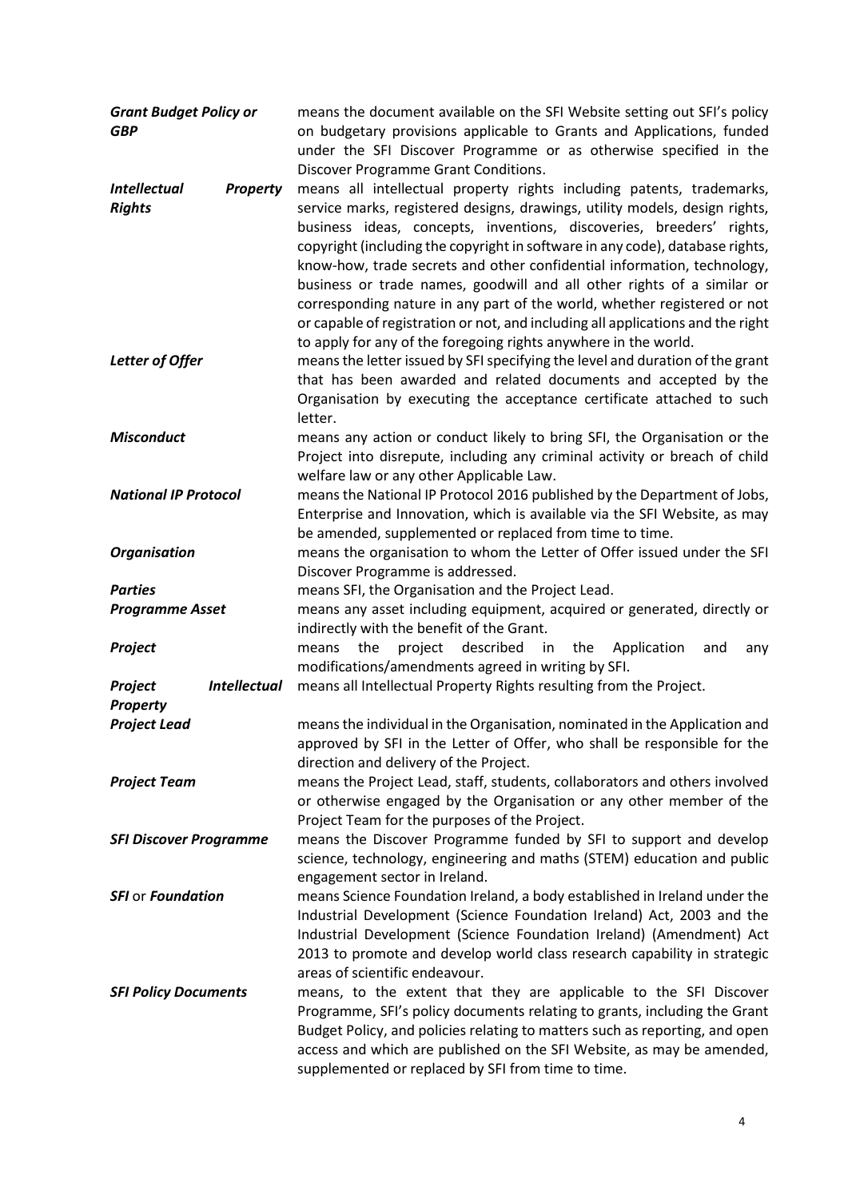***Grant Budget Policy or GBP*** means the document available on the SFI Website setting out SFI's policy on budgetary provisions applicable to Grants and Applications, funded under the SFI Discover Programme or as otherwise specified in the Discover Programme Grant Conditions.

***Intellectual Property Rights*** means all intellectual property rights including patents, trademarks, service marks, registered designs, drawings, utility models, design rights, business ideas, concepts, inventions, discoveries, breeders' rights, copyright (including the copyright in software in any code), database rights, know-how, trade secrets and other confidential information, technology, business or trade names, goodwill and all other rights of a similar or corresponding nature in any part of the world, whether registered or not or capable of registration or not, and including all applications and the right to apply for any of the foregoing rights anywhere in the world.

***Letter of Offer*** means the letter issued by SFI specifying the level and duration of the grant that has been awarded and related documents and accepted by the Organisation by executing the acceptance certificate attached to such letter.

***Misconduct*** means any action or conduct likely to bring SFI, the Organisation or the Project into disrepute, including any criminal activity or breach of child welfare law or any other Applicable Law.

***National IP Protocol*** means the National IP Protocol 2016 published by the Department of Jobs, Enterprise and Innovation, which is available via the SFI Website, as may be amended, supplemented or replaced from time to time.

***Organisation*** means the organisation to whom the Letter of Offer issued under the SFI Discover Programme is addressed.

***Parties*** means SFI, the Organisation and the Project Lead.

***Programme Asset*** means any asset including equipment, acquired or generated, directly or indirectly with the benefit of the Grant.

***Project*** means the project described in the Application and any modifications/amendments agreed in writing by SFI.

***Project Intellectual Property*** means all Intellectual Property Rights resulting from the Project.

***Project Lead*** means the individual in the Organisation, nominated in the Application and approved by SFI in the Letter of Offer, who shall be responsible for the direction and delivery of the Project.

***Project Team*** means the Project Lead, staff, students, collaborators and others involved or otherwise engaged by the Organisation or any other member of the Project Team for the purposes of the Project.

***SFI Discover Programme*** means the Discover Programme funded by SFI to support and develop science, technology, engineering and maths (STEM) education and public engagement sector in Ireland.

***SFI** or **Foundation*** means Science Foundation Ireland, a body established in Ireland under the Industrial Development (Science Foundation Ireland) Act, 2003 and the Industrial Development (Science Foundation Ireland) (Amendment) Act 2013 to promote and develop world class research capability in strategic areas of scientific endeavour.

***SFI Policy Documents*** means, to the extent that they are applicable to the SFI Discover Programme, SFI's policy documents relating to grants, including the Grant Budget Policy, and policies relating to matters such as reporting, and open access and which are published on the SFI Website, as may be amended, supplemented or replaced by SFI from time to time.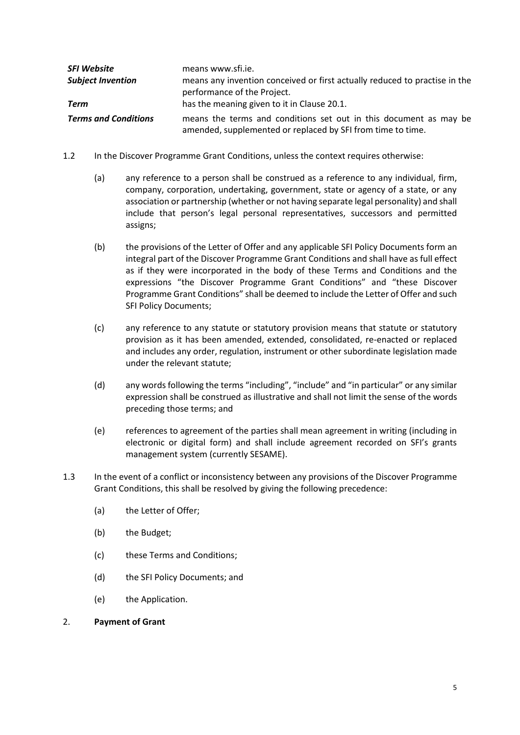| | |
|---|---|
| ***SFI Website*** | means www.sfi.ie. |
| ***Subject Invention*** | means any invention conceived or first actually reduced to practise in the performance of the Project. |
| ***Term*** | has the meaning given to it in Clause 20.1. |
| ***Terms and Conditions*** | means the terms and conditions set out in this document as may be amended, supplemented or replaced by SFI from time to time. |

1.2 In the Discover Programme Grant Conditions, unless the context requires otherwise:

(a) any reference to a person shall be construed as a reference to any individual, firm, company, corporation, undertaking, government, state or agency of a state, or any association or partnership (whether or not having separate legal personality) and shall include that person's legal personal representatives, successors and permitted assigns;

(b) the provisions of the Letter of Offer and any applicable SFI Policy Documents form an integral part of the Discover Programme Grant Conditions and shall have as full effect as if they were incorporated in the body of these Terms and Conditions and the expressions "the Discover Programme Grant Conditions" and "these Discover Programme Grant Conditions" shall be deemed to include the Letter of Offer and such SFI Policy Documents;

(c) any reference to any statute or statutory provision means that statute or statutory provision as it has been amended, extended, consolidated, re-enacted or replaced and includes any order, regulation, instrument or other subordinate legislation made under the relevant statute;

(d) any words following the terms "including", "include" and "in particular" or any similar expression shall be construed as illustrative and shall not limit the sense of the words preceding those terms; and

(e) references to agreement of the parties shall mean agreement in writing (including in electronic or digital form) and shall include agreement recorded on SFI's grants management system (currently SESAME).

1.3 In the event of a conflict or inconsistency between any provisions of the Discover Programme Grant Conditions, this shall be resolved by giving the following precedence:

(a) the Letter of Offer;

(b) the Budget;

(c) these Terms and Conditions;

(d) the SFI Policy Documents; and

(e) the Application.

2. **Payment of Grant**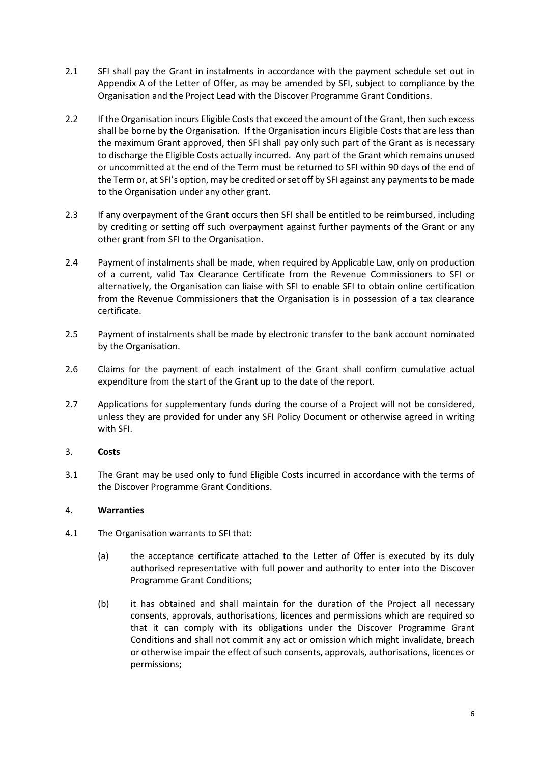2.1 SFI shall pay the Grant in instalments in accordance with the payment schedule set out in Appendix A of the Letter of Offer, as may be amended by SFI, subject to compliance by the Organisation and the Project Lead with the Discover Programme Grant Conditions.

2.2 If the Organisation incurs Eligible Costs that exceed the amount of the Grant, then such excess shall be borne by the Organisation. If the Organisation incurs Eligible Costs that are less than the maximum Grant approved, then SFI shall pay only such part of the Grant as is necessary to discharge the Eligible Costs actually incurred. Any part of the Grant which remains unused or uncommitted at the end of the Term must be returned to SFI within 90 days of the end of the Term or, at SFI's option, may be credited or set off by SFI against any payments to be made to the Organisation under any other grant.

2.3 If any overpayment of the Grant occurs then SFI shall be entitled to be reimbursed, including by crediting or setting off such overpayment against further payments of the Grant or any other grant from SFI to the Organisation.

2.4 Payment of instalments shall be made, when required by Applicable Law, only on production of a current, valid Tax Clearance Certificate from the Revenue Commissioners to SFI or alternatively, the Organisation can liaise with SFI to enable SFI to obtain online certification from the Revenue Commissioners that the Organisation is in possession of a tax clearance certificate.

2.5 Payment of instalments shall be made by electronic transfer to the bank account nominated by the Organisation.

2.6 Claims for the payment of each instalment of the Grant shall confirm cumulative actual expenditure from the start of the Grant up to the date of the report.

2.7 Applications for supplementary funds during the course of a Project will not be considered, unless they are provided for under any SFI Policy Document or otherwise agreed in writing with SFI.

3. **Costs**

3.1 The Grant may be used only to fund Eligible Costs incurred in accordance with the terms of the Discover Programme Grant Conditions.

4. **Warranties**

4.1 The Organisation warrants to SFI that:

(a) the acceptance certificate attached to the Letter of Offer is executed by its duly authorised representative with full power and authority to enter into the Discover Programme Grant Conditions;

(b) it has obtained and shall maintain for the duration of the Project all necessary consents, approvals, authorisations, licences and permissions which are required so that it can comply with its obligations under the Discover Programme Grant Conditions and shall not commit any act or omission which might invalidate, breach or otherwise impair the effect of such consents, approvals, authorisations, licences or permissions;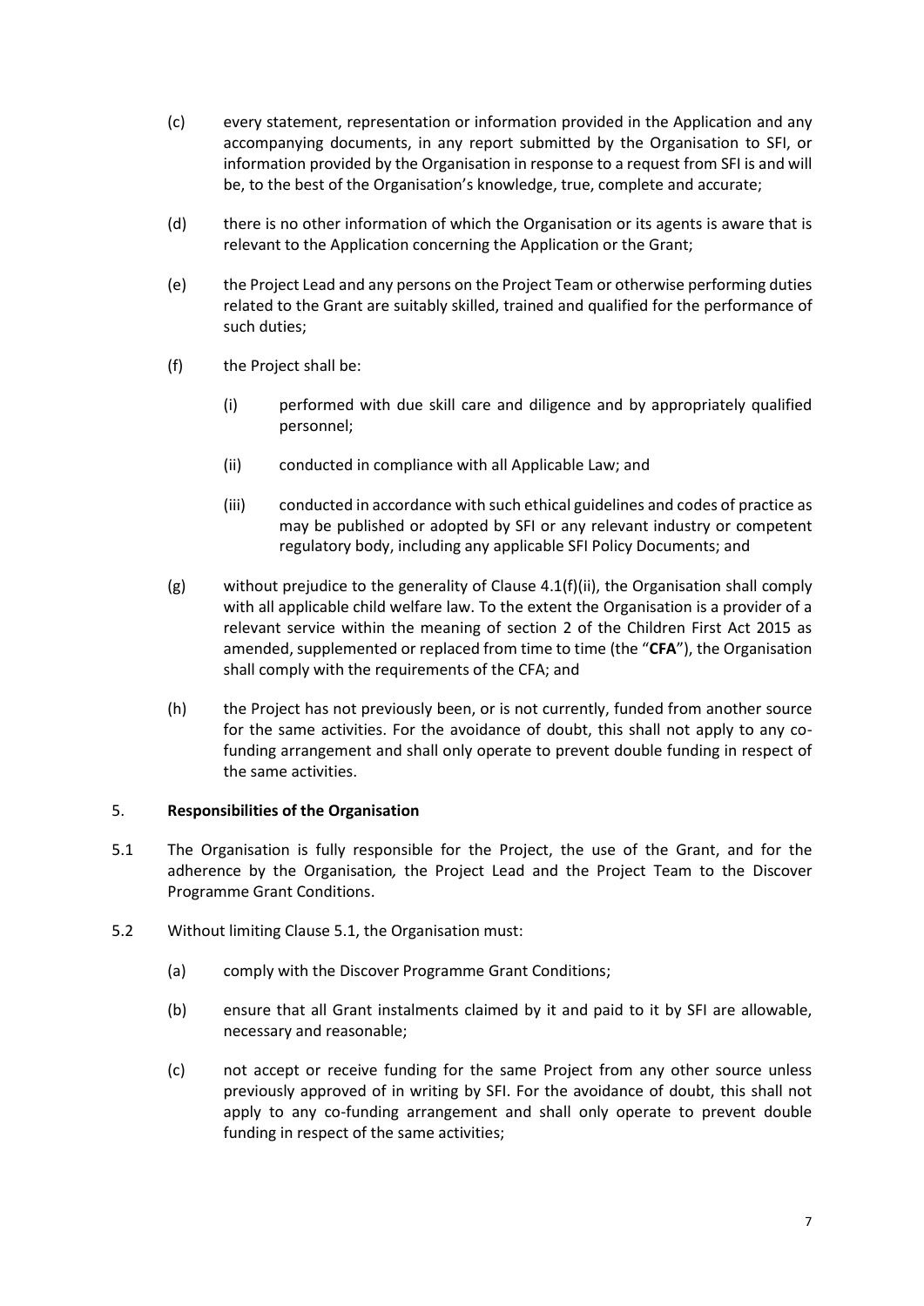(c) every statement, representation or information provided in the Application and any accompanying documents, in any report submitted by the Organisation to SFI, or information provided by the Organisation in response to a request from SFI is and will be, to the best of the Organisation's knowledge, true, complete and accurate;

(d) there is no other information of which the Organisation or its agents is aware that is relevant to the Application concerning the Application or the Grant;

(e) the Project Lead and any persons on the Project Team or otherwise performing duties related to the Grant are suitably skilled, trained and qualified for the performance of such duties;

(f) the Project shall be:

 (i) performed with due skill care and diligence and by appropriately qualified personnel;

 (ii) conducted in compliance with all Applicable Law; and

 (iii) conducted in accordance with such ethical guidelines and codes of practice as may be published or adopted by SFI or any relevant industry or competent regulatory body, including any applicable SFI Policy Documents; and

(g) without prejudice to the generality of Clause 4.1(f)(ii), the Organisation shall comply with all applicable child welfare law. To the extent the Organisation is a provider of a relevant service within the meaning of section 2 of the Children First Act 2015 as amended, supplemented or replaced from time to time (the "**CFA**"), the Organisation shall comply with the requirements of the CFA; and

(h) the Project has not previously been, or is not currently, funded from another source for the same activities. For the avoidance of doubt, this shall not apply to any co-funding arrangement and shall only operate to prevent double funding in respect of the same activities.

## 5. Responsibilities of the Organisation

5.1 The Organisation is fully responsible for the Project, the use of the Grant, and for the adherence by the Organisation*,* the Project Lead and the Project Team to the Discover Programme Grant Conditions.

5.2 Without limiting Clause 5.1, the Organisation must:

(a) comply with the Discover Programme Grant Conditions;

(b) ensure that all Grant instalments claimed by it and paid to it by SFI are allowable, necessary and reasonable;

(c) not accept or receive funding for the same Project from any other source unless previously approved of in writing by SFI. For the avoidance of doubt, this shall not apply to any co-funding arrangement and shall only operate to prevent double funding in respect of the same activities;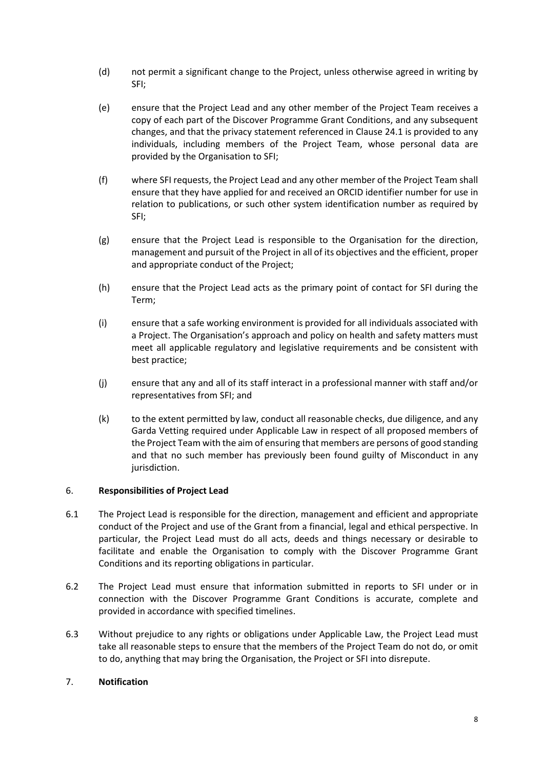(d) not permit a significant change to the Project, unless otherwise agreed in writing by SFI;

(e) ensure that the Project Lead and any other member of the Project Team receives a copy of each part of the Discover Programme Grant Conditions, and any subsequent changes, and that the privacy statement referenced in Clause 24.1 is provided to any individuals, including members of the Project Team, whose personal data are provided by the Organisation to SFI;

(f) where SFI requests, the Project Lead and any other member of the Project Team shall ensure that they have applied for and received an ORCID identifier number for use in relation to publications, or such other system identification number as required by SFI;

(g) ensure that the Project Lead is responsible to the Organisation for the direction, management and pursuit of the Project in all of its objectives and the efficient, proper and appropriate conduct of the Project;

(h) ensure that the Project Lead acts as the primary point of contact for SFI during the Term;

(i) ensure that a safe working environment is provided for all individuals associated with a Project. The Organisation's approach and policy on health and safety matters must meet all applicable regulatory and legislative requirements and be consistent with best practice;

(j) ensure that any and all of its staff interact in a professional manner with staff and/or representatives from SFI; and

(k) to the extent permitted by law, conduct all reasonable checks, due diligence, and any Garda Vetting required under Applicable Law in respect of all proposed members of the Project Team with the aim of ensuring that members are persons of good standing and that no such member has previously been found guilty of Misconduct in any jurisdiction.

## 6. **Responsibilities of Project Lead**

6.1 The Project Lead is responsible for the direction, management and efficient and appropriate conduct of the Project and use of the Grant from a financial, legal and ethical perspective. In particular, the Project Lead must do all acts, deeds and things necessary or desirable to facilitate and enable the Organisation to comply with the Discover Programme Grant Conditions and its reporting obligations in particular.

6.2 The Project Lead must ensure that information submitted in reports to SFI under or in connection with the Discover Programme Grant Conditions is accurate, complete and provided in accordance with specified timelines.

6.3 Without prejudice to any rights or obligations under Applicable Law, the Project Lead must take all reasonable steps to ensure that the members of the Project Team do not do, or omit to do, anything that may bring the Organisation, the Project or SFI into disrepute.

## 7. **Notification**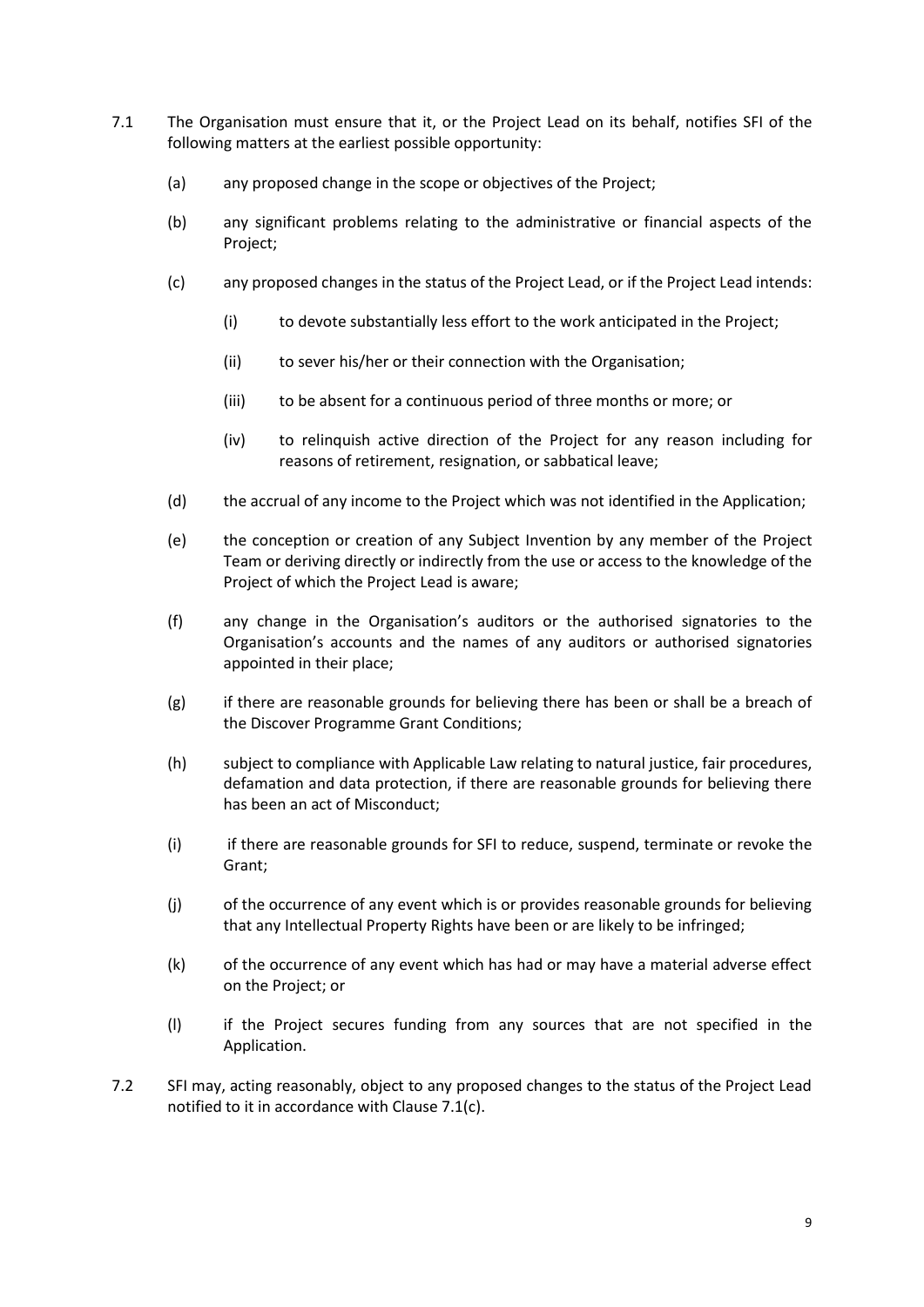7.1 The Organisation must ensure that it, or the Project Lead on its behalf, notifies SFI of the following matters at the earliest possible opportunity:

  (a) any proposed change in the scope or objectives of the Project;

  (b) any significant problems relating to the administrative or financial aspects of the Project;

  (c) any proposed changes in the status of the Project Lead, or if the Project Lead intends:

    (i) to devote substantially less effort to the work anticipated in the Project;

    (ii) to sever his/her or their connection with the Organisation;

    (iii) to be absent for a continuous period of three months or more; or

    (iv) to relinquish active direction of the Project for any reason including for reasons of retirement, resignation, or sabbatical leave;

  (d) the accrual of any income to the Project which was not identified in the Application;

  (e) the conception or creation of any Subject Invention by any member of the Project Team or deriving directly or indirectly from the use or access to the knowledge of the Project of which the Project Lead is aware;

  (f) any change in the Organisation's auditors or the authorised signatories to the Organisation's accounts and the names of any auditors or authorised signatories appointed in their place;

  (g) if there are reasonable grounds for believing there has been or shall be a breach of the Discover Programme Grant Conditions;

  (h) subject to compliance with Applicable Law relating to natural justice, fair procedures, defamation and data protection, if there are reasonable grounds for believing there has been an act of Misconduct;

  (i) if there are reasonable grounds for SFI to reduce, suspend, terminate or revoke the Grant;

  (j) of the occurrence of any event which is or provides reasonable grounds for believing that any Intellectual Property Rights have been or are likely to be infringed;

  (k) of the occurrence of any event which has had or may have a material adverse effect on the Project; or

  (l) if the Project secures funding from any sources that are not specified in the Application.

7.2 SFI may, acting reasonably, object to any proposed changes to the status of the Project Lead notified to it in accordance with Clause 7.1(c).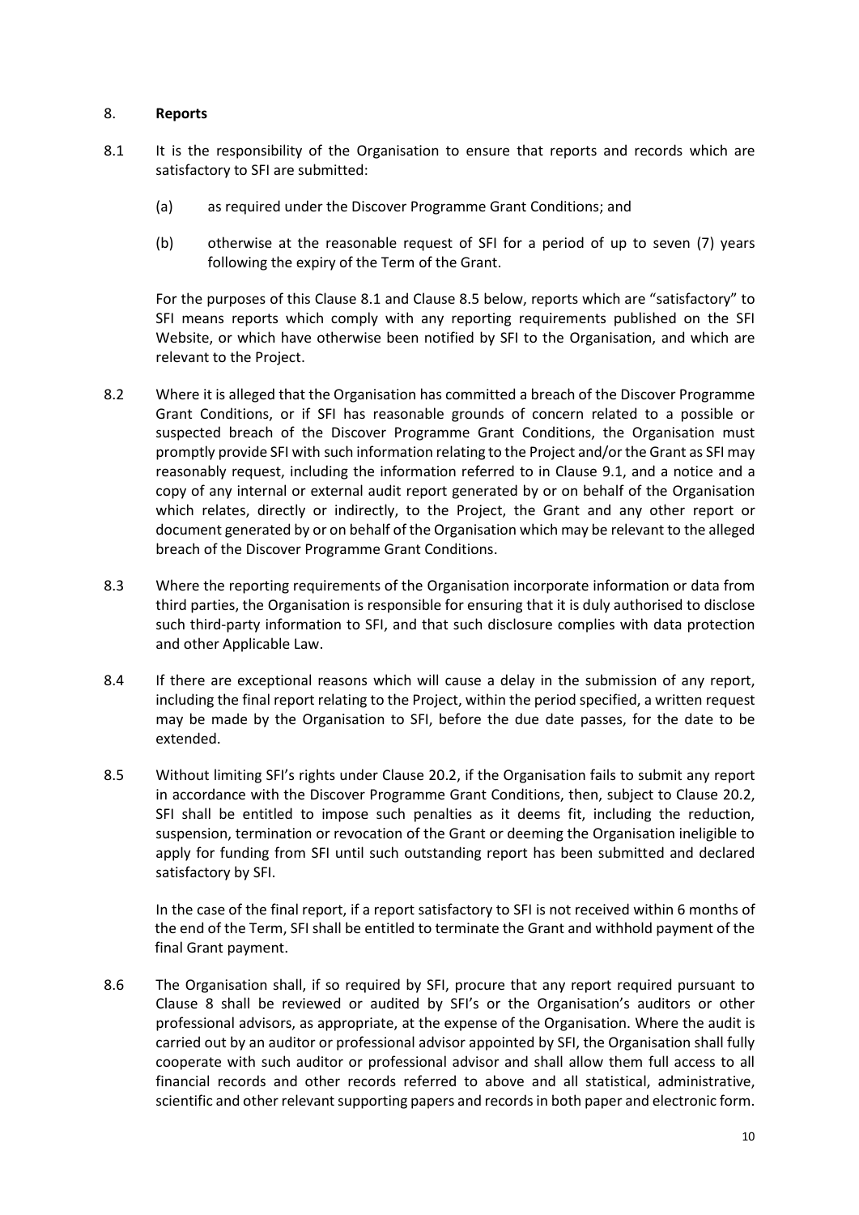## 8. **Reports**

8.1 It is the responsibility of the Organisation to ensure that reports and records which are satisfactory to SFI are submitted:

(a) as required under the Discover Programme Grant Conditions; and

(b) otherwise at the reasonable request of SFI for a period of up to seven (7) years following the expiry of the Term of the Grant.

For the purposes of this Clause 8.1 and Clause 8.5 below, reports which are "satisfactory" to SFI means reports which comply with any reporting requirements published on the SFI Website, or which have otherwise been notified by SFI to the Organisation, and which are relevant to the Project.

8.2 Where it is alleged that the Organisation has committed a breach of the Discover Programme Grant Conditions, or if SFI has reasonable grounds of concern related to a possible or suspected breach of the Discover Programme Grant Conditions, the Organisation must promptly provide SFI with such information relating to the Project and/or the Grant as SFI may reasonably request, including the information referred to in Clause 9.1, and a notice and a copy of any internal or external audit report generated by or on behalf of the Organisation which relates, directly or indirectly, to the Project, the Grant and any other report or document generated by or on behalf of the Organisation which may be relevant to the alleged breach of the Discover Programme Grant Conditions.

8.3 Where the reporting requirements of the Organisation incorporate information or data from third parties, the Organisation is responsible for ensuring that it is duly authorised to disclose such third-party information to SFI, and that such disclosure complies with data protection and other Applicable Law.

8.4 If there are exceptional reasons which will cause a delay in the submission of any report, including the final report relating to the Project, within the period specified, a written request may be made by the Organisation to SFI, before the due date passes, for the date to be extended.

8.5 Without limiting SFI's rights under Clause 20.2, if the Organisation fails to submit any report in accordance with the Discover Programme Grant Conditions, then, subject to Clause 20.2, SFI shall be entitled to impose such penalties as it deems fit, including the reduction, suspension, termination or revocation of the Grant or deeming the Organisation ineligible to apply for funding from SFI until such outstanding report has been submitted and declared satisfactory by SFI.

In the case of the final report, if a report satisfactory to SFI is not received within 6 months of the end of the Term, SFI shall be entitled to terminate the Grant and withhold payment of the final Grant payment.

8.6 The Organisation shall, if so required by SFI, procure that any report required pursuant to Clause 8 shall be reviewed or audited by SFI's or the Organisation's auditors or other professional advisors, as appropriate, at the expense of the Organisation. Where the audit is carried out by an auditor or professional advisor appointed by SFI, the Organisation shall fully cooperate with such auditor or professional advisor and shall allow them full access to all financial records and other records referred to above and all statistical, administrative, scientific and other relevant supporting papers and records in both paper and electronic form.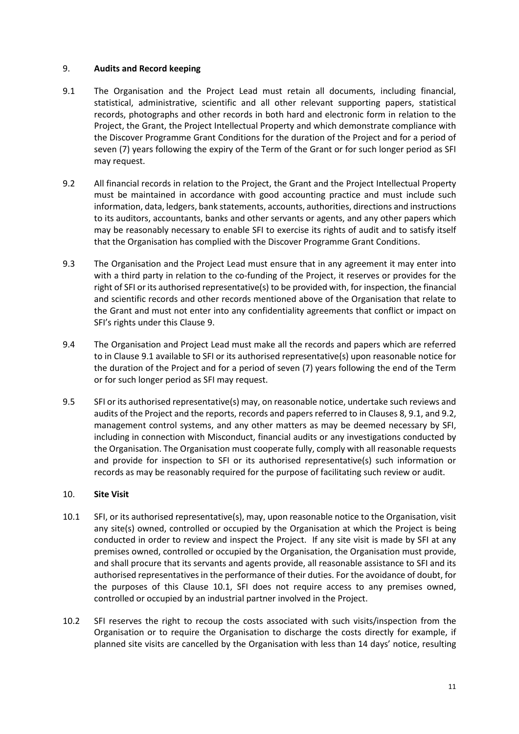## 9. Audits and Record keeping

9.1 The Organisation and the Project Lead must retain all documents, including financial, statistical, administrative, scientific and all other relevant supporting papers, statistical records, photographs and other records in both hard and electronic form in relation to the Project, the Grant, the Project Intellectual Property and which demonstrate compliance with the Discover Programme Grant Conditions for the duration of the Project and for a period of seven (7) years following the expiry of the Term of the Grant or for such longer period as SFI may request.

9.2 All financial records in relation to the Project, the Grant and the Project Intellectual Property must be maintained in accordance with good accounting practice and must include such information, data, ledgers, bank statements, accounts, authorities, directions and instructions to its auditors, accountants, banks and other servants or agents, and any other papers which may be reasonably necessary to enable SFI to exercise its rights of audit and to satisfy itself that the Organisation has complied with the Discover Programme Grant Conditions.

9.3 The Organisation and the Project Lead must ensure that in any agreement it may enter into with a third party in relation to the co-funding of the Project, it reserves or provides for the right of SFI or its authorised representative(s) to be provided with, for inspection, the financial and scientific records and other records mentioned above of the Organisation that relate to the Grant and must not enter into any confidentiality agreements that conflict or impact on SFI's rights under this Clause 9.

9.4 The Organisation and Project Lead must make all the records and papers which are referred to in Clause 9.1 available to SFI or its authorised representative(s) upon reasonable notice for the duration of the Project and for a period of seven (7) years following the end of the Term or for such longer period as SFI may request.

9.5 SFI or its authorised representative(s) may, on reasonable notice, undertake such reviews and audits of the Project and the reports, records and papers referred to in Clauses 8, 9.1, and 9.2, management control systems, and any other matters as may be deemed necessary by SFI, including in connection with Misconduct, financial audits or any investigations conducted by the Organisation. The Organisation must cooperate fully, comply with all reasonable requests and provide for inspection to SFI or its authorised representative(s) such information or records as may be reasonably required for the purpose of facilitating such review or audit.

## 10. Site Visit

10.1 SFI, or its authorised representative(s), may, upon reasonable notice to the Organisation, visit any site(s) owned, controlled or occupied by the Organisation at which the Project is being conducted in order to review and inspect the Project. If any site visit is made by SFI at any premises owned, controlled or occupied by the Organisation, the Organisation must provide, and shall procure that its servants and agents provide, all reasonable assistance to SFI and its authorised representatives in the performance of their duties. For the avoidance of doubt, for the purposes of this Clause 10.1, SFI does not require access to any premises owned, controlled or occupied by an industrial partner involved in the Project.

10.2 SFI reserves the right to recoup the costs associated with such visits/inspection from the Organisation or to require the Organisation to discharge the costs directly for example, if planned site visits are cancelled by the Organisation with less than 14 days' notice, resulting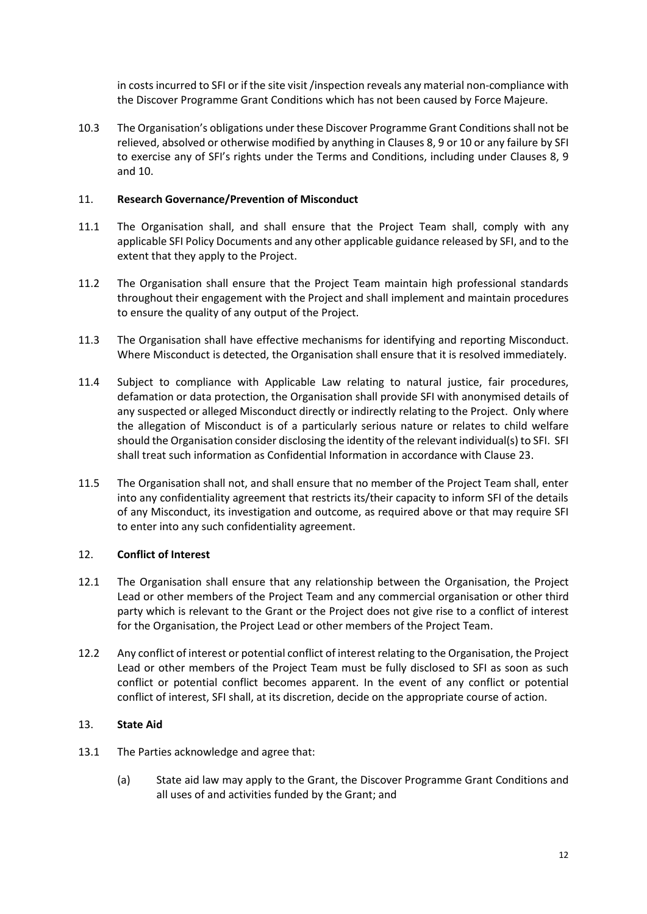in costs incurred to SFI or if the site visit /inspection reveals any material non-compliance with the Discover Programme Grant Conditions which has not been caused by Force Majeure.

10.3 The Organisation's obligations under these Discover Programme Grant Conditions shall not be relieved, absolved or otherwise modified by anything in Clauses 8, 9 or 10 or any failure by SFI to exercise any of SFI's rights under the Terms and Conditions, including under Clauses 8, 9 and 10.

## 11. Research Governance/Prevention of Misconduct

11.1 The Organisation shall, and shall ensure that the Project Team shall, comply with any applicable SFI Policy Documents and any other applicable guidance released by SFI, and to the extent that they apply to the Project.

11.2 The Organisation shall ensure that the Project Team maintain high professional standards throughout their engagement with the Project and shall implement and maintain procedures to ensure the quality of any output of the Project.

11.3 The Organisation shall have effective mechanisms for identifying and reporting Misconduct. Where Misconduct is detected, the Organisation shall ensure that it is resolved immediately.

11.4 Subject to compliance with Applicable Law relating to natural justice, fair procedures, defamation or data protection, the Organisation shall provide SFI with anonymised details of any suspected or alleged Misconduct directly or indirectly relating to the Project. Only where the allegation of Misconduct is of a particularly serious nature or relates to child welfare should the Organisation consider disclosing the identity of the relevant individual(s) to SFI. SFI shall treat such information as Confidential Information in accordance with Clause 23.

11.5 The Organisation shall not, and shall ensure that no member of the Project Team shall, enter into any confidentiality agreement that restricts its/their capacity to inform SFI of the details of any Misconduct, its investigation and outcome, as required above or that may require SFI to enter into any such confidentiality agreement.

## 12. Conflict of Interest

12.1 The Organisation shall ensure that any relationship between the Organisation, the Project Lead or other members of the Project Team and any commercial organisation or other third party which is relevant to the Grant or the Project does not give rise to a conflict of interest for the Organisation, the Project Lead or other members of the Project Team.

12.2 Any conflict of interest or potential conflict of interest relating to the Organisation, the Project Lead or other members of the Project Team must be fully disclosed to SFI as soon as such conflict or potential conflict becomes apparent. In the event of any conflict or potential conflict of interest, SFI shall, at its discretion, decide on the appropriate course of action.

## 13. State Aid

13.1 The Parties acknowledge and agree that:

(a) State aid law may apply to the Grant, the Discover Programme Grant Conditions and all uses of and activities funded by the Grant; and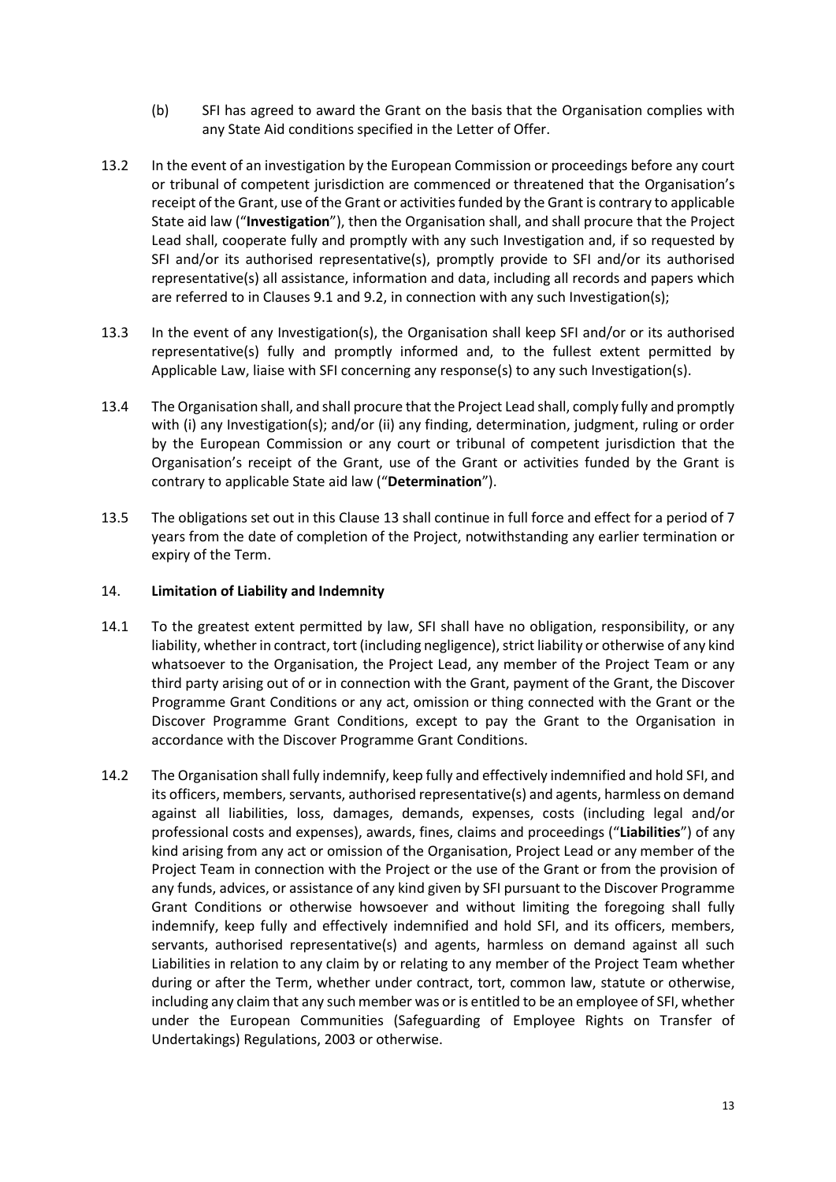(b) SFI has agreed to award the Grant on the basis that the Organisation complies with any State Aid conditions specified in the Letter of Offer.

13.2 In the event of an investigation by the European Commission or proceedings before any court or tribunal of competent jurisdiction are commenced or threatened that the Organisation's receipt of the Grant, use of the Grant or activities funded by the Grant is contrary to applicable State aid law ("**Investigation**"), then the Organisation shall, and shall procure that the Project Lead shall, cooperate fully and promptly with any such Investigation and, if so requested by SFI and/or its authorised representative(s), promptly provide to SFI and/or its authorised representative(s) all assistance, information and data, including all records and papers which are referred to in Clauses 9.1 and 9.2, in connection with any such Investigation(s);

13.3 In the event of any Investigation(s), the Organisation shall keep SFI and/or or its authorised representative(s) fully and promptly informed and, to the fullest extent permitted by Applicable Law, liaise with SFI concerning any response(s) to any such Investigation(s).

13.4 The Organisation shall, and shall procure that the Project Lead shall, comply fully and promptly with (i) any Investigation(s); and/or (ii) any finding, determination, judgment, ruling or order by the European Commission or any court or tribunal of competent jurisdiction that the Organisation's receipt of the Grant, use of the Grant or activities funded by the Grant is contrary to applicable State aid law ("**Determination**").

13.5 The obligations set out in this Clause 13 shall continue in full force and effect for a period of 7 years from the date of completion of the Project, notwithstanding any earlier termination or expiry of the Term.

## 14. Limitation of Liability and Indemnity

14.1 To the greatest extent permitted by law, SFI shall have no obligation, responsibility, or any liability, whether in contract, tort (including negligence), strict liability or otherwise of any kind whatsoever to the Organisation, the Project Lead, any member of the Project Team or any third party arising out of or in connection with the Grant, payment of the Grant, the Discover Programme Grant Conditions or any act, omission or thing connected with the Grant or the Discover Programme Grant Conditions, except to pay the Grant to the Organisation in accordance with the Discover Programme Grant Conditions.

14.2 The Organisation shall fully indemnify, keep fully and effectively indemnified and hold SFI, and its officers, members, servants, authorised representative(s) and agents, harmless on demand against all liabilities, loss, damages, demands, expenses, costs (including legal and/or professional costs and expenses), awards, fines, claims and proceedings ("**Liabilities**") of any kind arising from any act or omission of the Organisation, Project Lead or any member of the Project Team in connection with the Project or the use of the Grant or from the provision of any funds, advices, or assistance of any kind given by SFI pursuant to the Discover Programme Grant Conditions or otherwise howsoever and without limiting the foregoing shall fully indemnify, keep fully and effectively indemnified and hold SFI, and its officers, members, servants, authorised representative(s) and agents, harmless on demand against all such Liabilities in relation to any claim by or relating to any member of the Project Team whether during or after the Term, whether under contract, tort, common law, statute or otherwise, including any claim that any such member was or is entitled to be an employee of SFI, whether under the European Communities (Safeguarding of Employee Rights on Transfer of Undertakings) Regulations, 2003 or otherwise.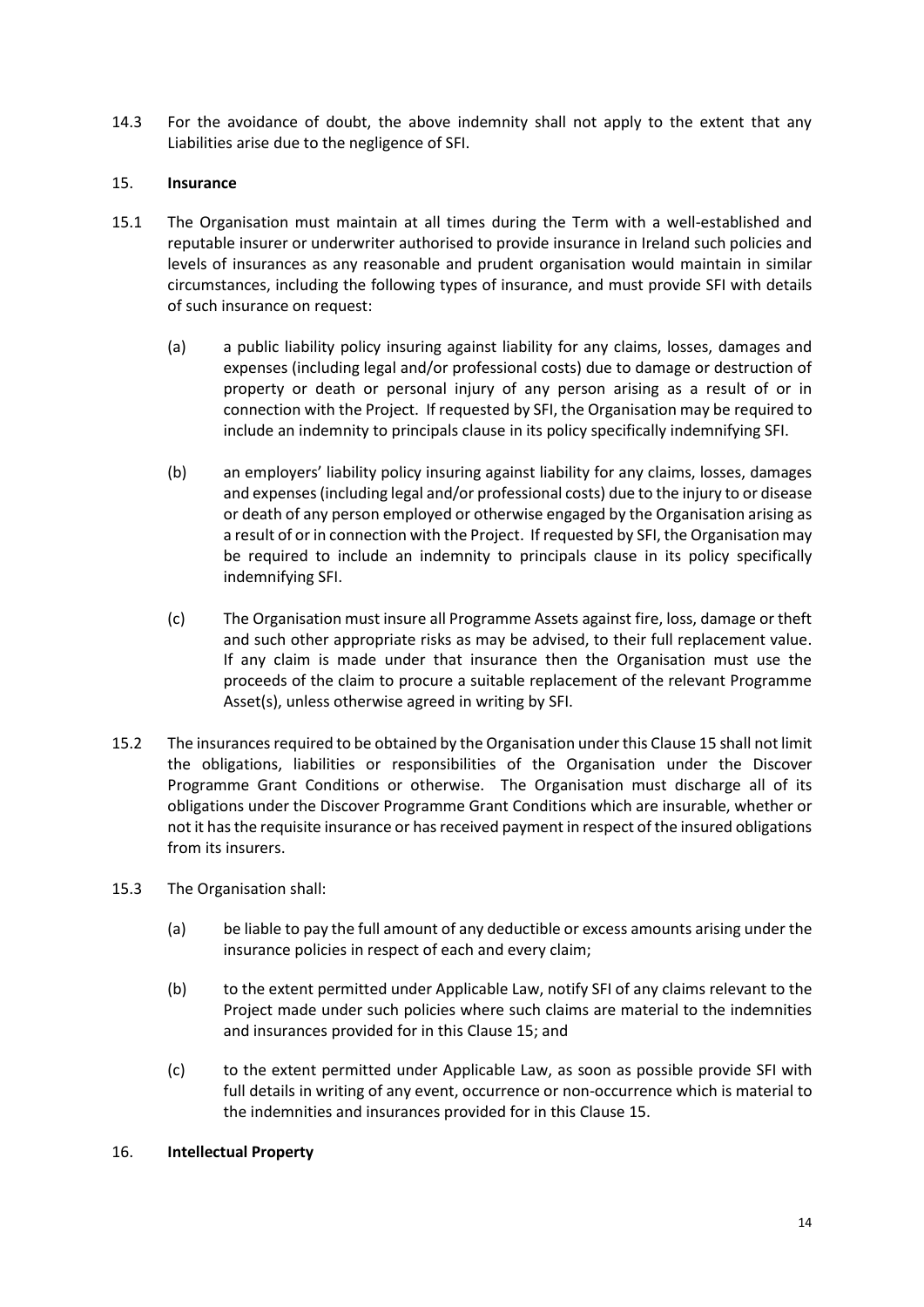14.3 For the avoidance of doubt, the above indemnity shall not apply to the extent that any Liabilities arise due to the negligence of SFI.

## 15. **Insurance**

15.1 The Organisation must maintain at all times during the Term with a well-established and reputable insurer or underwriter authorised to provide insurance in Ireland such policies and levels of insurances as any reasonable and prudent organisation would maintain in similar circumstances, including the following types of insurance, and must provide SFI with details of such insurance on request:

(a) a public liability policy insuring against liability for any claims, losses, damages and expenses (including legal and/or professional costs) due to damage or destruction of property or death or personal injury of any person arising as a result of or in connection with the Project. If requested by SFI, the Organisation may be required to include an indemnity to principals clause in its policy specifically indemnifying SFI.

(b) an employers' liability policy insuring against liability for any claims, losses, damages and expenses (including legal and/or professional costs) due to the injury to or disease or death of any person employed or otherwise engaged by the Organisation arising as a result of or in connection with the Project. If requested by SFI, the Organisation may be required to include an indemnity to principals clause in its policy specifically indemnifying SFI.

(c) The Organisation must insure all Programme Assets against fire, loss, damage or theft and such other appropriate risks as may be advised, to their full replacement value. If any claim is made under that insurance then the Organisation must use the proceeds of the claim to procure a suitable replacement of the relevant Programme Asset(s), unless otherwise agreed in writing by SFI.

15.2 The insurances required to be obtained by the Organisation under this Clause 15 shall not limit the obligations, liabilities or responsibilities of the Organisation under the Discover Programme Grant Conditions or otherwise. The Organisation must discharge all of its obligations under the Discover Programme Grant Conditions which are insurable, whether or not it has the requisite insurance or has received payment in respect of the insured obligations from its insurers.

15.3 The Organisation shall:

(a) be liable to pay the full amount of any deductible or excess amounts arising under the insurance policies in respect of each and every claim;

(b) to the extent permitted under Applicable Law, notify SFI of any claims relevant to the Project made under such policies where such claims are material to the indemnities and insurances provided for in this Clause 15; and

(c) to the extent permitted under Applicable Law, as soon as possible provide SFI with full details in writing of any event, occurrence or non-occurrence which is material to the indemnities and insurances provided for in this Clause 15.

## 16. **Intellectual Property**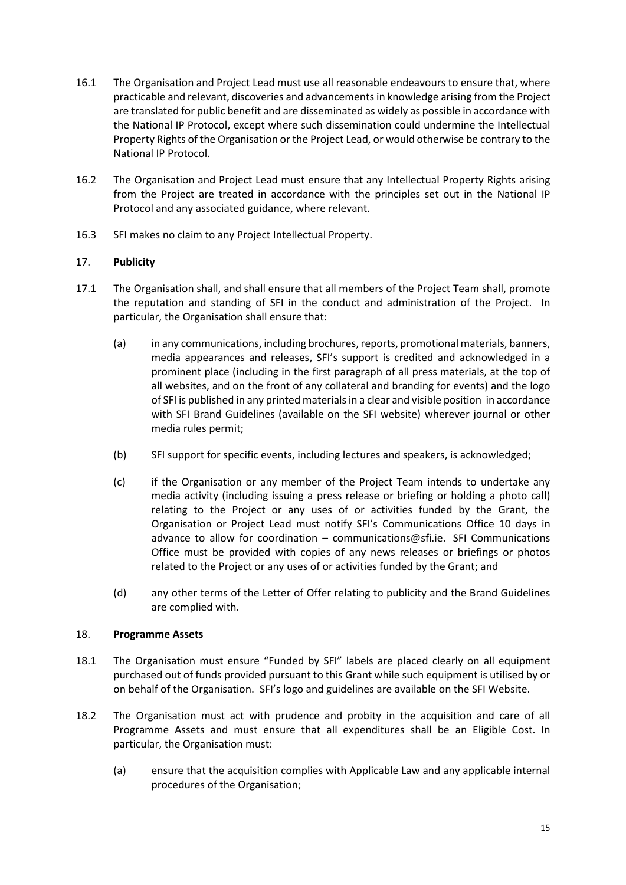16.1 The Organisation and Project Lead must use all reasonable endeavours to ensure that, where practicable and relevant, discoveries and advancements in knowledge arising from the Project are translated for public benefit and are disseminated as widely as possible in accordance with the National IP Protocol, except where such dissemination could undermine the Intellectual Property Rights of the Organisation or the Project Lead, or would otherwise be contrary to the National IP Protocol.

16.2 The Organisation and Project Lead must ensure that any Intellectual Property Rights arising from the Project are treated in accordance with the principles set out in the National IP Protocol and any associated guidance, where relevant.

16.3 SFI makes no claim to any Project Intellectual Property.

## 17. **Publicity**

17.1 The Organisation shall, and shall ensure that all members of the Project Team shall, promote the reputation and standing of SFI in the conduct and administration of the Project. In particular, the Organisation shall ensure that:

(a) in any communications, including brochures, reports, promotional materials, banners, media appearances and releases, SFI's support is credited and acknowledged in a prominent place (including in the first paragraph of all press materials, at the top of all websites, and on the front of any collateral and branding for events) and the logo of SFI is published in any printed materials in a clear and visible position in accordance with SFI Brand Guidelines (available on the SFI website) wherever journal or other media rules permit;

(b) SFI support for specific events, including lectures and speakers, is acknowledged;

(c) if the Organisation or any member of the Project Team intends to undertake any media activity (including issuing a press release or briefing or holding a photo call) relating to the Project or any uses of or activities funded by the Grant, the Organisation or Project Lead must notify SFI's Communications Office 10 days in advance to allow for coordination – communications@sfi.ie. SFI Communications Office must be provided with copies of any news releases or briefings or photos related to the Project or any uses of or activities funded by the Grant; and

(d) any other terms of the Letter of Offer relating to publicity and the Brand Guidelines are complied with.

## 18. **Programme Assets**

18.1 The Organisation must ensure "Funded by SFI" labels are placed clearly on all equipment purchased out of funds provided pursuant to this Grant while such equipment is utilised by or on behalf of the Organisation. SFI's logo and guidelines are available on the SFI Website.

18.2 The Organisation must act with prudence and probity in the acquisition and care of all Programme Assets and must ensure that all expenditures shall be an Eligible Cost. In particular, the Organisation must:

(a) ensure that the acquisition complies with Applicable Law and any applicable internal procedures of the Organisation;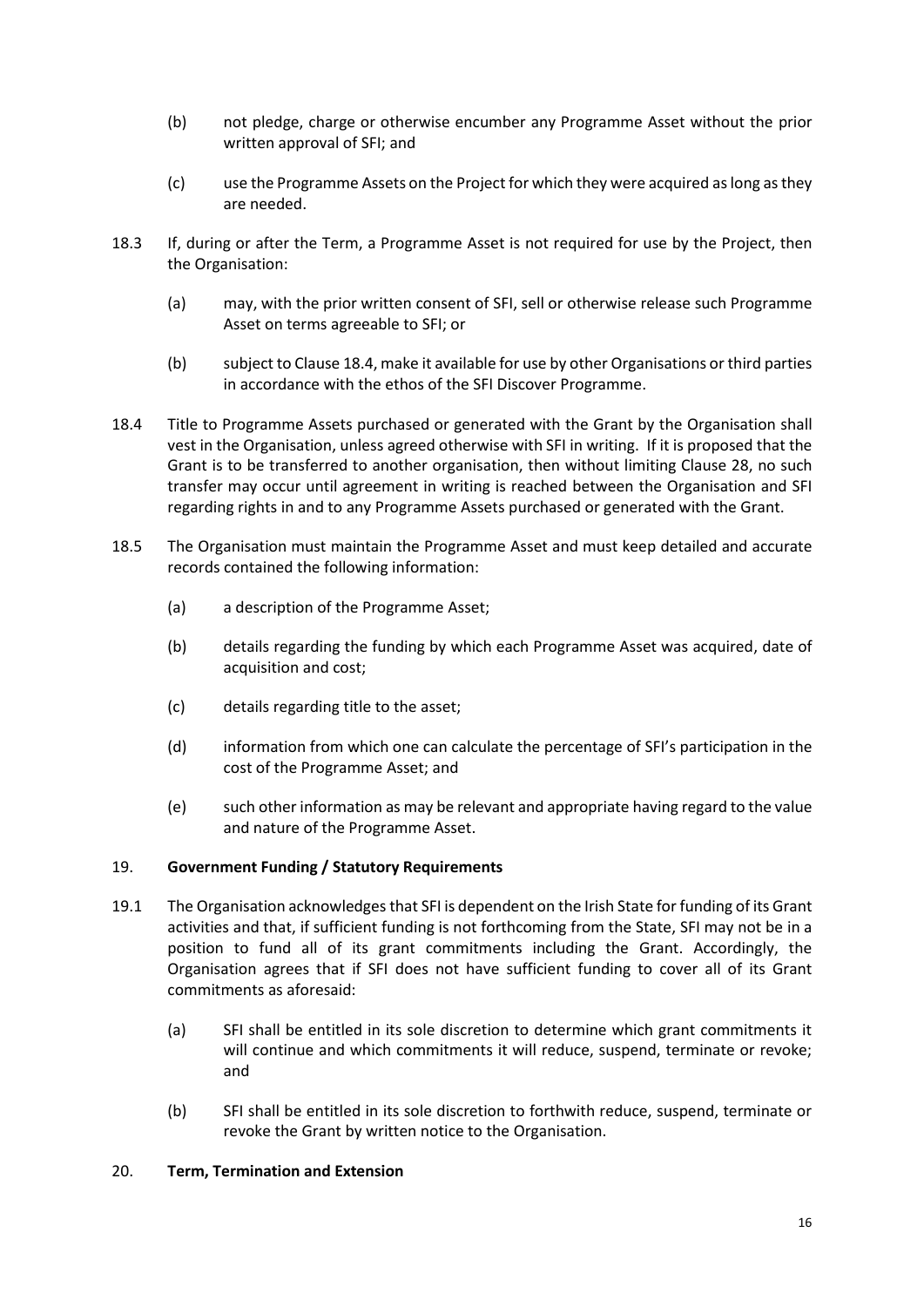(b) not pledge, charge or otherwise encumber any Programme Asset without the prior written approval of SFI; and

(c) use the Programme Assets on the Project for which they were acquired as long as they are needed.

18.3 If, during or after the Term, a Programme Asset is not required for use by the Project, then the Organisation:

(a) may, with the prior written consent of SFI, sell or otherwise release such Programme Asset on terms agreeable to SFI; or

(b) subject to Clause 18.4, make it available for use by other Organisations or third parties in accordance with the ethos of the SFI Discover Programme.

18.4 Title to Programme Assets purchased or generated with the Grant by the Organisation shall vest in the Organisation, unless agreed otherwise with SFI in writing. If it is proposed that the Grant is to be transferred to another organisation, then without limiting Clause 28, no such transfer may occur until agreement in writing is reached between the Organisation and SFI regarding rights in and to any Programme Assets purchased or generated with the Grant.

18.5 The Organisation must maintain the Programme Asset and must keep detailed and accurate records contained the following information:

(a) a description of the Programme Asset;

(b) details regarding the funding by which each Programme Asset was acquired, date of acquisition and cost;

(c) details regarding title to the asset;

(d) information from which one can calculate the percentage of SFI's participation in the cost of the Programme Asset; and

(e) such other information as may be relevant and appropriate having regard to the value and nature of the Programme Asset.

## 19. Government Funding / Statutory Requirements

19.1 The Organisation acknowledges that SFI is dependent on the Irish State for funding of its Grant activities and that, if sufficient funding is not forthcoming from the State, SFI may not be in a position to fund all of its grant commitments including the Grant. Accordingly, the Organisation agrees that if SFI does not have sufficient funding to cover all of its Grant commitments as aforesaid:

(a) SFI shall be entitled in its sole discretion to determine which grant commitments it will continue and which commitments it will reduce, suspend, terminate or revoke; and

(b) SFI shall be entitled in its sole discretion to forthwith reduce, suspend, terminate or revoke the Grant by written notice to the Organisation.

## 20. Term, Termination and Extension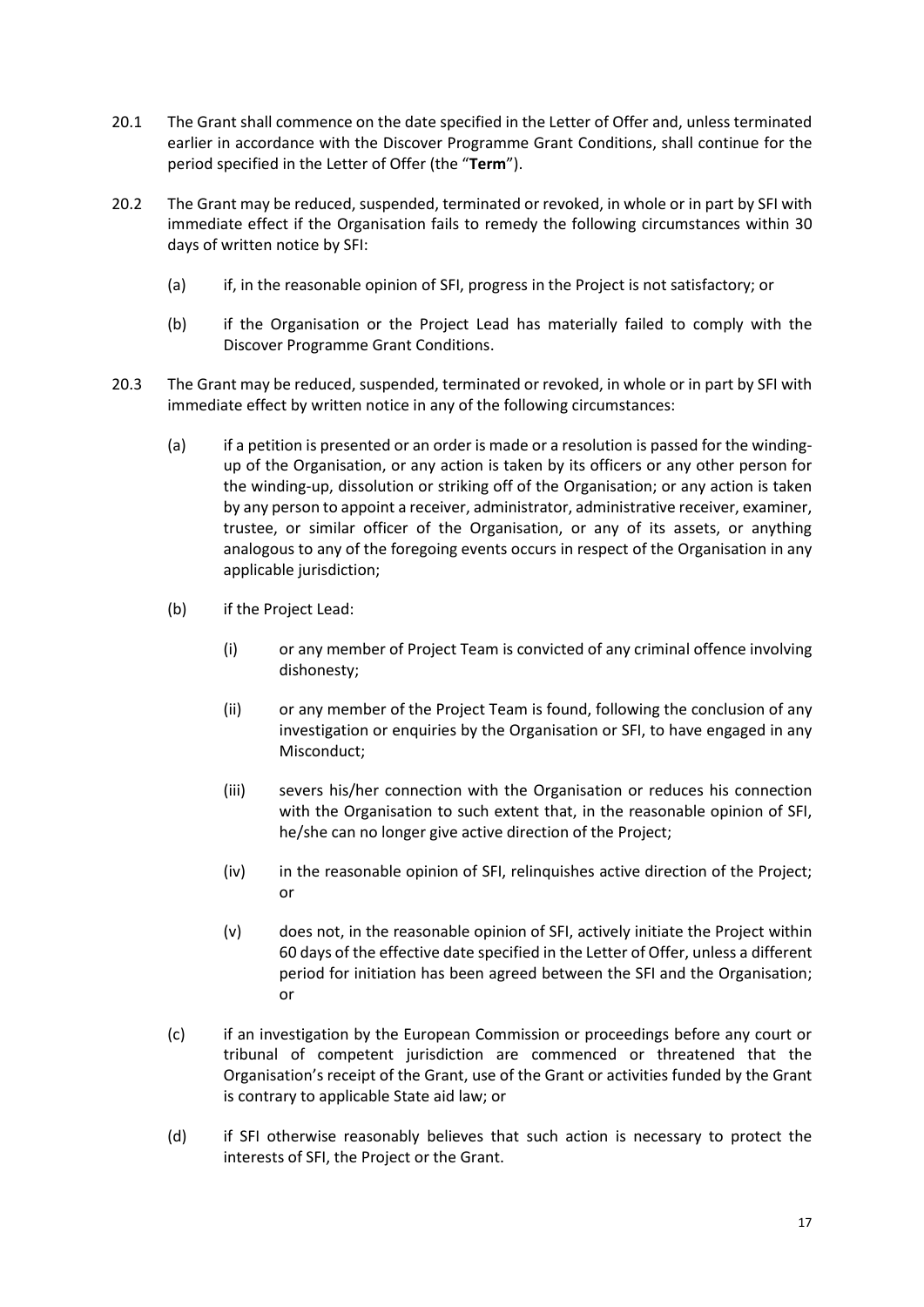20.1 The Grant shall commence on the date specified in the Letter of Offer and, unless terminated earlier in accordance with the Discover Programme Grant Conditions, shall continue for the period specified in the Letter of Offer (the "**Term**").

20.2 The Grant may be reduced, suspended, terminated or revoked, in whole or in part by SFI with immediate effect if the Organisation fails to remedy the following circumstances within 30 days of written notice by SFI:

(a) if, in the reasonable opinion of SFI, progress in the Project is not satisfactory; or

(b) if the Organisation or the Project Lead has materially failed to comply with the Discover Programme Grant Conditions.

20.3 The Grant may be reduced, suspended, terminated or revoked, in whole or in part by SFI with immediate effect by written notice in any of the following circumstances:

(a) if a petition is presented or an order is made or a resolution is passed for the winding-up of the Organisation, or any action is taken by its officers or any other person for the winding-up, dissolution or striking off of the Organisation; or any action is taken by any person to appoint a receiver, administrator, administrative receiver, examiner, trustee, or similar officer of the Organisation, or any of its assets, or anything analogous to any of the foregoing events occurs in respect of the Organisation in any applicable jurisdiction;

(b) if the Project Lead:

(i) or any member of Project Team is convicted of any criminal offence involving dishonesty;

(ii) or any member of the Project Team is found, following the conclusion of any investigation or enquiries by the Organisation or SFI, to have engaged in any Misconduct;

(iii) severs his/her connection with the Organisation or reduces his connection with the Organisation to such extent that, in the reasonable opinion of SFI, he/she can no longer give active direction of the Project;

(iv) in the reasonable opinion of SFI, relinquishes active direction of the Project; or

(v) does not, in the reasonable opinion of SFI, actively initiate the Project within 60 days of the effective date specified in the Letter of Offer, unless a different period for initiation has been agreed between the SFI and the Organisation; or

(c) if an investigation by the European Commission or proceedings before any court or tribunal of competent jurisdiction are commenced or threatened that the Organisation's receipt of the Grant, use of the Grant or activities funded by the Grant is contrary to applicable State aid law; or

(d) if SFI otherwise reasonably believes that such action is necessary to protect the interests of SFI, the Project or the Grant.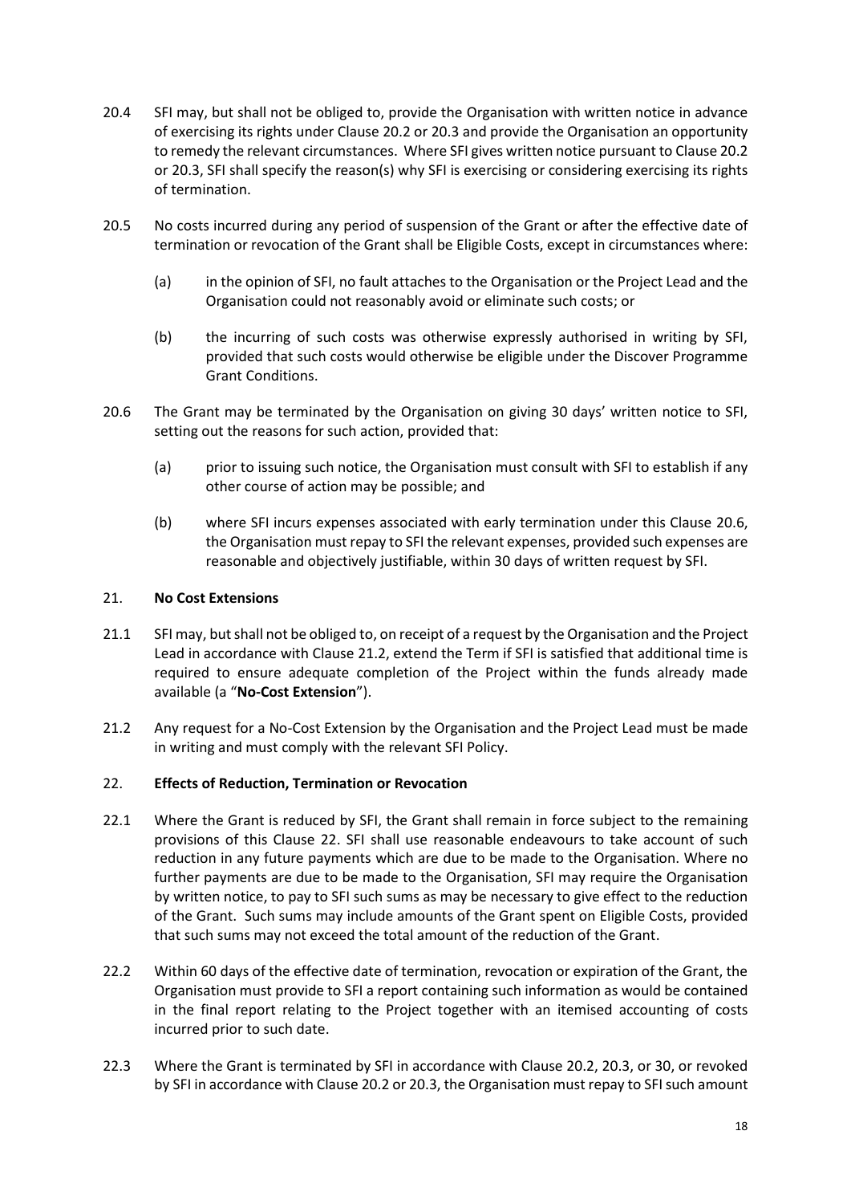20.4 SFI may, but shall not be obliged to, provide the Organisation with written notice in advance of exercising its rights under Clause 20.2 or 20.3 and provide the Organisation an opportunity to remedy the relevant circumstances. Where SFI gives written notice pursuant to Clause 20.2 or 20.3, SFI shall specify the reason(s) why SFI is exercising or considering exercising its rights of termination.

20.5 No costs incurred during any period of suspension of the Grant or after the effective date of termination or revocation of the Grant shall be Eligible Costs, except in circumstances where:

(a) in the opinion of SFI, no fault attaches to the Organisation or the Project Lead and the Organisation could not reasonably avoid or eliminate such costs; or

(b) the incurring of such costs was otherwise expressly authorised in writing by SFI, provided that such costs would otherwise be eligible under the Discover Programme Grant Conditions.

20.6 The Grant may be terminated by the Organisation on giving 30 days' written notice to SFI, setting out the reasons for such action, provided that:

(a) prior to issuing such notice, the Organisation must consult with SFI to establish if any other course of action may be possible; and

(b) where SFI incurs expenses associated with early termination under this Clause 20.6, the Organisation must repay to SFI the relevant expenses, provided such expenses are reasonable and objectively justifiable, within 30 days of written request by SFI.

## 21. No Cost Extensions

21.1 SFI may, but shall not be obliged to, on receipt of a request by the Organisation and the Project Lead in accordance with Clause 21.2, extend the Term if SFI is satisfied that additional time is required to ensure adequate completion of the Project within the funds already made available (a "**No-Cost Extension**").

21.2 Any request for a No-Cost Extension by the Organisation and the Project Lead must be made in writing and must comply with the relevant SFI Policy.

## 22. Effects of Reduction, Termination or Revocation

22.1 Where the Grant is reduced by SFI, the Grant shall remain in force subject to the remaining provisions of this Clause 22. SFI shall use reasonable endeavours to take account of such reduction in any future payments which are due to be made to the Organisation. Where no further payments are due to be made to the Organisation, SFI may require the Organisation by written notice, to pay to SFI such sums as may be necessary to give effect to the reduction of the Grant. Such sums may include amounts of the Grant spent on Eligible Costs, provided that such sums may not exceed the total amount of the reduction of the Grant.

22.2 Within 60 days of the effective date of termination, revocation or expiration of the Grant, the Organisation must provide to SFI a report containing such information as would be contained in the final report relating to the Project together with an itemised accounting of costs incurred prior to such date.

22.3 Where the Grant is terminated by SFI in accordance with Clause 20.2, 20.3, or 30, or revoked by SFI in accordance with Clause 20.2 or 20.3, the Organisation must repay to SFI such amount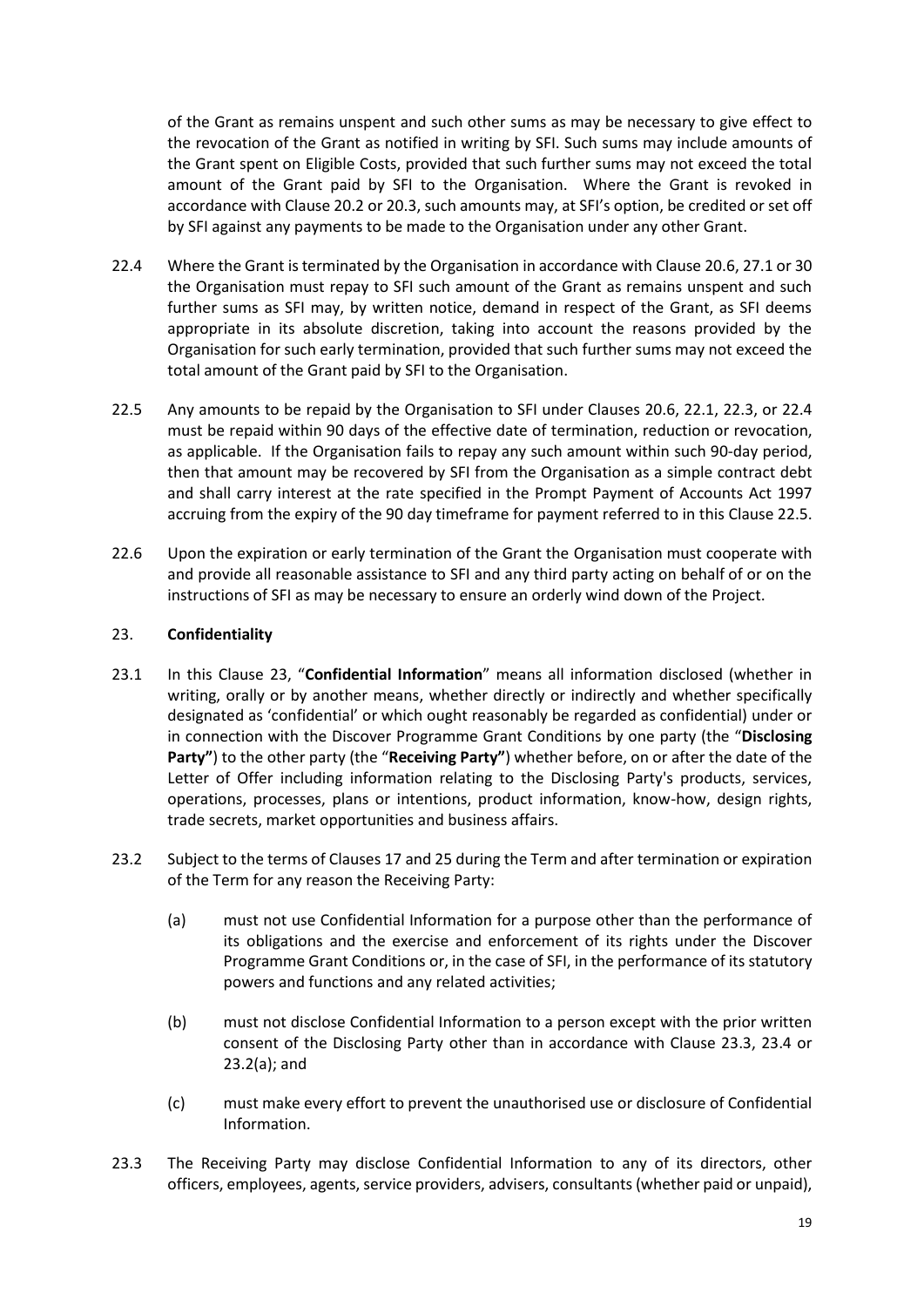of the Grant as remains unspent and such other sums as may be necessary to give effect to the revocation of the Grant as notified in writing by SFI. Such sums may include amounts of the Grant spent on Eligible Costs, provided that such further sums may not exceed the total amount of the Grant paid by SFI to the Organisation. Where the Grant is revoked in accordance with Clause 20.2 or 20.3, such amounts may, at SFI's option, be credited or set off by SFI against any payments to be made to the Organisation under any other Grant.

22.4 Where the Grant is terminated by the Organisation in accordance with Clause 20.6, 27.1 or 30 the Organisation must repay to SFI such amount of the Grant as remains unspent and such further sums as SFI may, by written notice, demand in respect of the Grant, as SFI deems appropriate in its absolute discretion, taking into account the reasons provided by the Organisation for such early termination, provided that such further sums may not exceed the total amount of the Grant paid by SFI to the Organisation.

22.5 Any amounts to be repaid by the Organisation to SFI under Clauses 20.6, 22.1, 22.3, or 22.4 must be repaid within 90 days of the effective date of termination, reduction or revocation, as applicable. If the Organisation fails to repay any such amount within such 90-day period, then that amount may be recovered by SFI from the Organisation as a simple contract debt and shall carry interest at the rate specified in the Prompt Payment of Accounts Act 1997 accruing from the expiry of the 90 day timeframe for payment referred to in this Clause 22.5.

22.6 Upon the expiration or early termination of the Grant the Organisation must cooperate with and provide all reasonable assistance to SFI and any third party acting on behalf of or on the instructions of SFI as may be necessary to ensure an orderly wind down of the Project.

## 23. **Confidentiality**

23.1 In this Clause 23, "**Confidential Information**" means all information disclosed (whether in writing, orally or by another means, whether directly or indirectly and whether specifically designated as 'confidential' or which ought reasonably be regarded as confidential) under or in connection with the Discover Programme Grant Conditions by one party (the "**Disclosing Party"**) to the other party (the "**Receiving Party"**) whether before, on or after the date of the Letter of Offer including information relating to the Disclosing Party's products, services, operations, processes, plans or intentions, product information, know-how, design rights, trade secrets, market opportunities and business affairs.

23.2 Subject to the terms of Clauses 17 and 25 during the Term and after termination or expiration of the Term for any reason the Receiving Party:

(a) must not use Confidential Information for a purpose other than the performance of its obligations and the exercise and enforcement of its rights under the Discover Programme Grant Conditions or, in the case of SFI, in the performance of its statutory powers and functions and any related activities;

(b) must not disclose Confidential Information to a person except with the prior written consent of the Disclosing Party other than in accordance with Clause 23.3, 23.4 or 23.2(a); and

(c) must make every effort to prevent the unauthorised use or disclosure of Confidential Information.

23.3 The Receiving Party may disclose Confidential Information to any of its directors, other officers, employees, agents, service providers, advisers, consultants (whether paid or unpaid),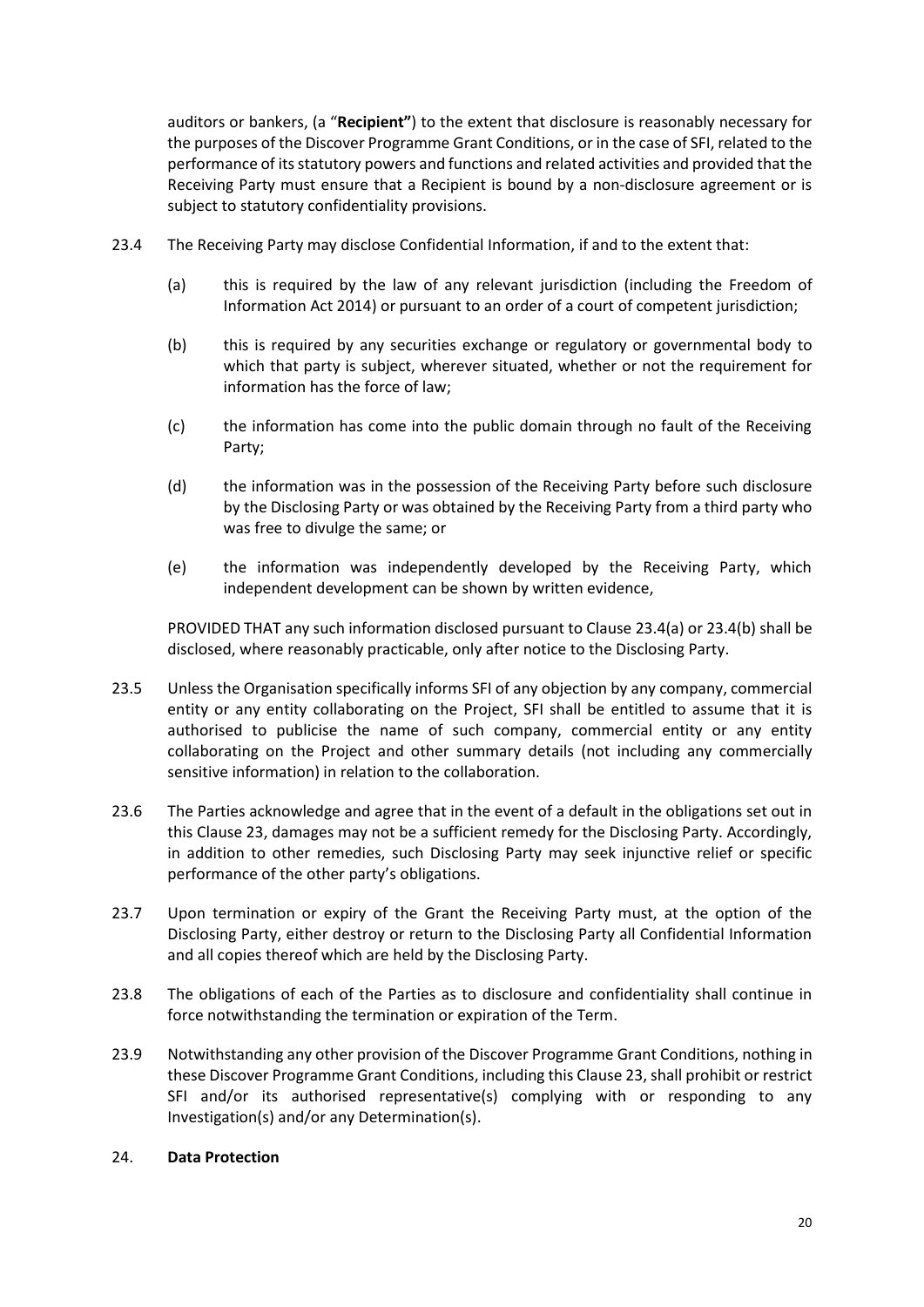auditors or bankers, (a "**Recipient"**) to the extent that disclosure is reasonably necessary for the purposes of the Discover Programme Grant Conditions, or in the case of SFI, related to the performance of its statutory powers and functions and related activities and provided that the Receiving Party must ensure that a Recipient is bound by a non-disclosure agreement or is subject to statutory confidentiality provisions.

23.4 The Receiving Party may disclose Confidential Information, if and to the extent that:

(a) this is required by the law of any relevant jurisdiction (including the Freedom of Information Act 2014) or pursuant to an order of a court of competent jurisdiction;

(b) this is required by any securities exchange or regulatory or governmental body to which that party is subject, wherever situated, whether or not the requirement for information has the force of law;

(c) the information has come into the public domain through no fault of the Receiving Party;

(d) the information was in the possession of the Receiving Party before such disclosure by the Disclosing Party or was obtained by the Receiving Party from a third party who was free to divulge the same; or

(e) the information was independently developed by the Receiving Party, which independent development can be shown by written evidence,

PROVIDED THAT any such information disclosed pursuant to Clause 23.4(a) or 23.4(b) shall be disclosed, where reasonably practicable, only after notice to the Disclosing Party.

23.5 Unless the Organisation specifically informs SFI of any objection by any company, commercial entity or any entity collaborating on the Project, SFI shall be entitled to assume that it is authorised to publicise the name of such company, commercial entity or any entity collaborating on the Project and other summary details (not including any commercially sensitive information) in relation to the collaboration.

23.6 The Parties acknowledge and agree that in the event of a default in the obligations set out in this Clause 23, damages may not be a sufficient remedy for the Disclosing Party. Accordingly, in addition to other remedies, such Disclosing Party may seek injunctive relief or specific performance of the other party's obligations.

23.7 Upon termination or expiry of the Grant the Receiving Party must, at the option of the Disclosing Party, either destroy or return to the Disclosing Party all Confidential Information and all copies thereof which are held by the Disclosing Party.

23.8 The obligations of each of the Parties as to disclosure and confidentiality shall continue in force notwithstanding the termination or expiration of the Term.

23.9 Notwithstanding any other provision of the Discover Programme Grant Conditions, nothing in these Discover Programme Grant Conditions, including this Clause 23, shall prohibit or restrict SFI and/or its authorised representative(s) complying with or responding to any Investigation(s) and/or any Determination(s).

24. **Data Protection**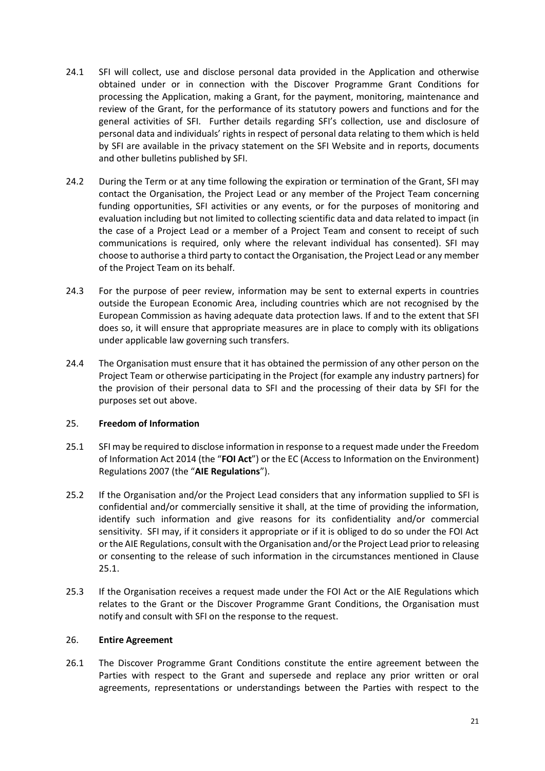24.1 SFI will collect, use and disclose personal data provided in the Application and otherwise obtained under or in connection with the Discover Programme Grant Conditions for processing the Application, making a Grant, for the payment, monitoring, maintenance and review of the Grant, for the performance of its statutory powers and functions and for the general activities of SFI. Further details regarding SFI's collection, use and disclosure of personal data and individuals' rights in respect of personal data relating to them which is held by SFI are available in the privacy statement on the SFI Website and in reports, documents and other bulletins published by SFI.

24.2 During the Term or at any time following the expiration or termination of the Grant, SFI may contact the Organisation, the Project Lead or any member of the Project Team concerning funding opportunities, SFI activities or any events, or for the purposes of monitoring and evaluation including but not limited to collecting scientific data and data related to impact (in the case of a Project Lead or a member of a Project Team and consent to receipt of such communications is required, only where the relevant individual has consented). SFI may choose to authorise a third party to contact the Organisation, the Project Lead or any member of the Project Team on its behalf.

24.3 For the purpose of peer review, information may be sent to external experts in countries outside the European Economic Area, including countries which are not recognised by the European Commission as having adequate data protection laws. If and to the extent that SFI does so, it will ensure that appropriate measures are in place to comply with its obligations under applicable law governing such transfers.

24.4 The Organisation must ensure that it has obtained the permission of any other person on the Project Team or otherwise participating in the Project (for example any industry partners) for the provision of their personal data to SFI and the processing of their data by SFI for the purposes set out above.

## 25. **Freedom of Information**

25.1 SFI may be required to disclose information in response to a request made under the Freedom of Information Act 2014 (the "**FOI Act**") or the EC (Access to Information on the Environment) Regulations 2007 (the "**AIE Regulations**").

25.2 If the Organisation and/or the Project Lead considers that any information supplied to SFI is confidential and/or commercially sensitive it shall, at the time of providing the information, identify such information and give reasons for its confidentiality and/or commercial sensitivity. SFI may, if it considers it appropriate or if it is obliged to do so under the FOI Act or the AIE Regulations, consult with the Organisation and/or the Project Lead prior to releasing or consenting to the release of such information in the circumstances mentioned in Clause 25.1.

25.3 If the Organisation receives a request made under the FOI Act or the AIE Regulations which relates to the Grant or the Discover Programme Grant Conditions, the Organisation must notify and consult with SFI on the response to the request.

## 26. **Entire Agreement**

26.1 The Discover Programme Grant Conditions constitute the entire agreement between the Parties with respect to the Grant and supersede and replace any prior written or oral agreements, representations or understandings between the Parties with respect to the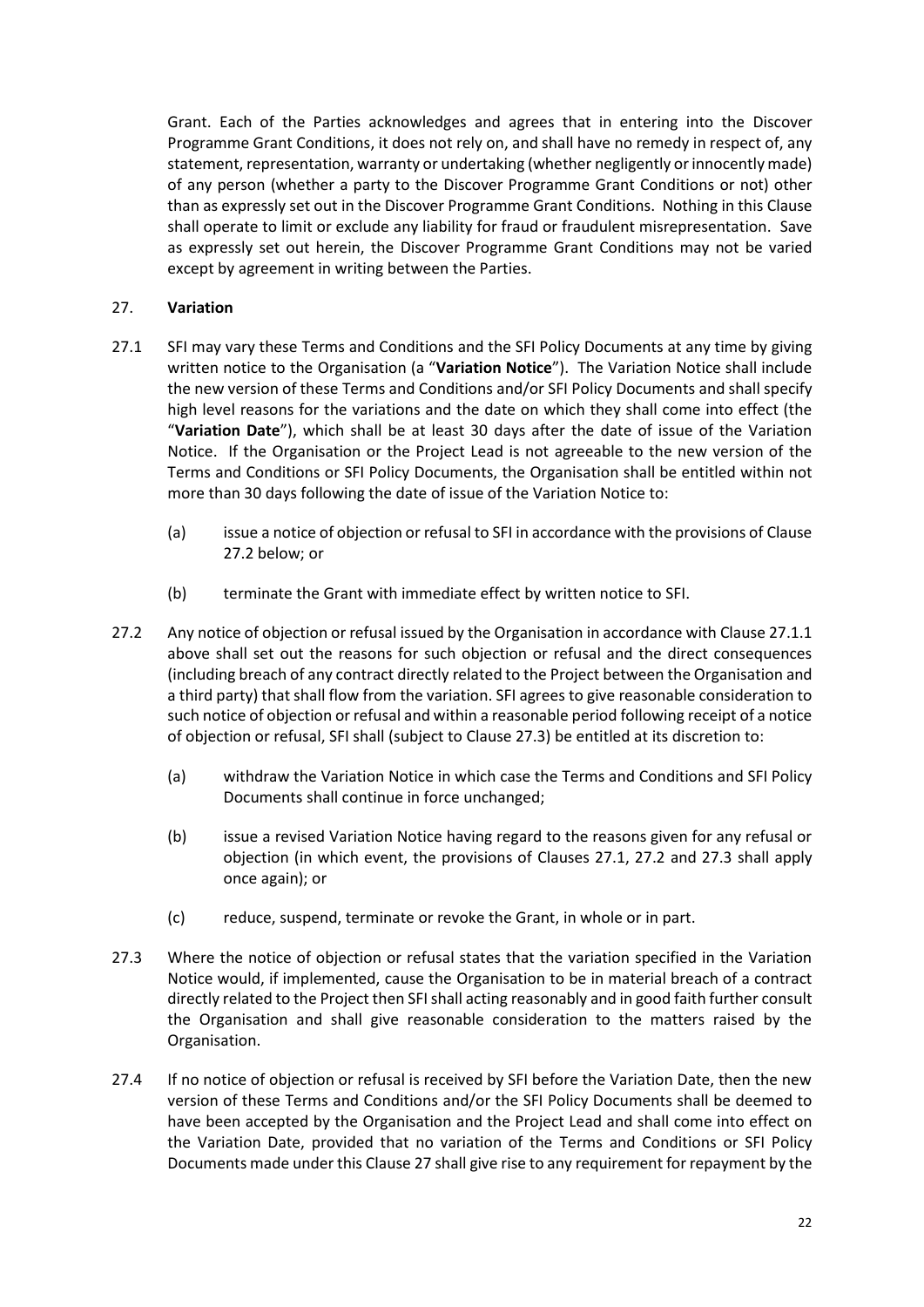Grant. Each of the Parties acknowledges and agrees that in entering into the Discover Programme Grant Conditions, it does not rely on, and shall have no remedy in respect of, any statement, representation, warranty or undertaking (whether negligently or innocently made) of any person (whether a party to the Discover Programme Grant Conditions or not) other than as expressly set out in the Discover Programme Grant Conditions. Nothing in this Clause shall operate to limit or exclude any liability for fraud or fraudulent misrepresentation. Save as expressly set out herein, the Discover Programme Grant Conditions may not be varied except by agreement in writing between the Parties.

## 27. **Variation**

27.1 SFI may vary these Terms and Conditions and the SFI Policy Documents at any time by giving written notice to the Organisation (a "**Variation Notice**"). The Variation Notice shall include the new version of these Terms and Conditions and/or SFI Policy Documents and shall specify high level reasons for the variations and the date on which they shall come into effect (the "**Variation Date**"), which shall be at least 30 days after the date of issue of the Variation Notice. If the Organisation or the Project Lead is not agreeable to the new version of the Terms and Conditions or SFI Policy Documents, the Organisation shall be entitled within not more than 30 days following the date of issue of the Variation Notice to:

(a) issue a notice of objection or refusal to SFI in accordance with the provisions of Clause 27.2 below; or

(b) terminate the Grant with immediate effect by written notice to SFI.

27.2 Any notice of objection or refusal issued by the Organisation in accordance with Clause 27.1.1 above shall set out the reasons for such objection or refusal and the direct consequences (including breach of any contract directly related to the Project between the Organisation and a third party) that shall flow from the variation. SFI agrees to give reasonable consideration to such notice of objection or refusal and within a reasonable period following receipt of a notice of objection or refusal, SFI shall (subject to Clause 27.3) be entitled at its discretion to:

(a) withdraw the Variation Notice in which case the Terms and Conditions and SFI Policy Documents shall continue in force unchanged;

(b) issue a revised Variation Notice having regard to the reasons given for any refusal or objection (in which event, the provisions of Clauses 27.1, 27.2 and 27.3 shall apply once again); or

(c) reduce, suspend, terminate or revoke the Grant, in whole or in part.

27.3 Where the notice of objection or refusal states that the variation specified in the Variation Notice would, if implemented, cause the Organisation to be in material breach of a contract directly related to the Project then SFI shall acting reasonably and in good faith further consult the Organisation and shall give reasonable consideration to the matters raised by the Organisation.

27.4 If no notice of objection or refusal is received by SFI before the Variation Date, then the new version of these Terms and Conditions and/or the SFI Policy Documents shall be deemed to have been accepted by the Organisation and the Project Lead and shall come into effect on the Variation Date, provided that no variation of the Terms and Conditions or SFI Policy Documents made under this Clause 27 shall give rise to any requirement for repayment by the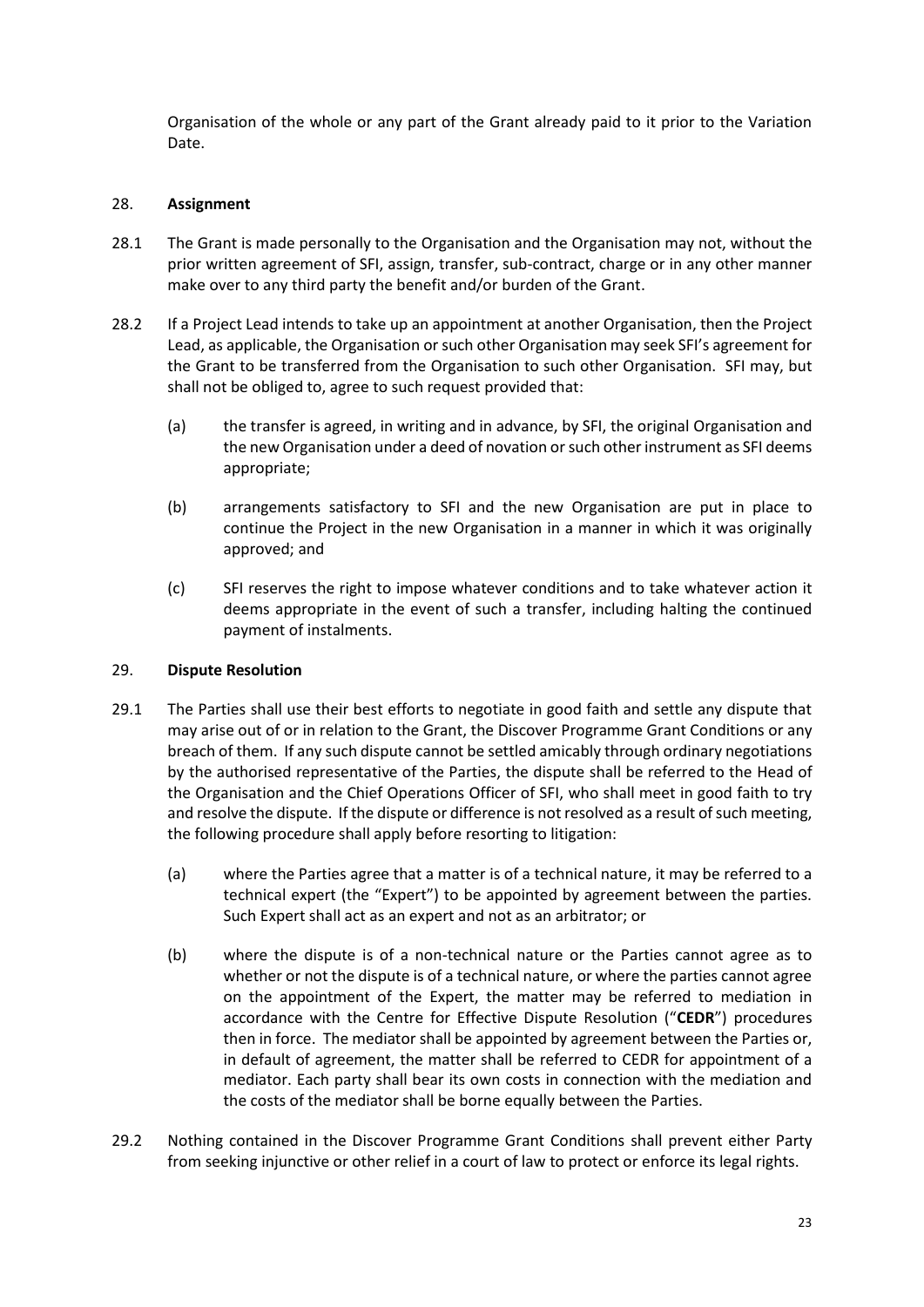Organisation of the whole or any part of the Grant already paid to it prior to the Variation Date.

## 28. **Assignment**

28.1 The Grant is made personally to the Organisation and the Organisation may not, without the prior written agreement of SFI, assign, transfer, sub-contract, charge or in any other manner make over to any third party the benefit and/or burden of the Grant.

28.2 If a Project Lead intends to take up an appointment at another Organisation, then the Project Lead, as applicable, the Organisation or such other Organisation may seek SFI's agreement for the Grant to be transferred from the Organisation to such other Organisation. SFI may, but shall not be obliged to, agree to such request provided that:

(a) the transfer is agreed, in writing and in advance, by SFI, the original Organisation and the new Organisation under a deed of novation or such other instrument as SFI deems appropriate;

(b) arrangements satisfactory to SFI and the new Organisation are put in place to continue the Project in the new Organisation in a manner in which it was originally approved; and

(c) SFI reserves the right to impose whatever conditions and to take whatever action it deems appropriate in the event of such a transfer, including halting the continued payment of instalments.

## 29. **Dispute Resolution**

29.1 The Parties shall use their best efforts to negotiate in good faith and settle any dispute that may arise out of or in relation to the Grant, the Discover Programme Grant Conditions or any breach of them. If any such dispute cannot be settled amicably through ordinary negotiations by the authorised representative of the Parties, the dispute shall be referred to the Head of the Organisation and the Chief Operations Officer of SFI, who shall meet in good faith to try and resolve the dispute. If the dispute or difference is not resolved as a result of such meeting, the following procedure shall apply before resorting to litigation:

(a) where the Parties agree that a matter is of a technical nature, it may be referred to a technical expert (the "Expert") to be appointed by agreement between the parties. Such Expert shall act as an expert and not as an arbitrator; or

(b) where the dispute is of a non-technical nature or the Parties cannot agree as to whether or not the dispute is of a technical nature, or where the parties cannot agree on the appointment of the Expert, the matter may be referred to mediation in accordance with the Centre for Effective Dispute Resolution ("**CEDR**") procedures then in force. The mediator shall be appointed by agreement between the Parties or, in default of agreement, the matter shall be referred to CEDR for appointment of a mediator. Each party shall bear its own costs in connection with the mediation and the costs of the mediator shall be borne equally between the Parties.

29.2 Nothing contained in the Discover Programme Grant Conditions shall prevent either Party from seeking injunctive or other relief in a court of law to protect or enforce its legal rights.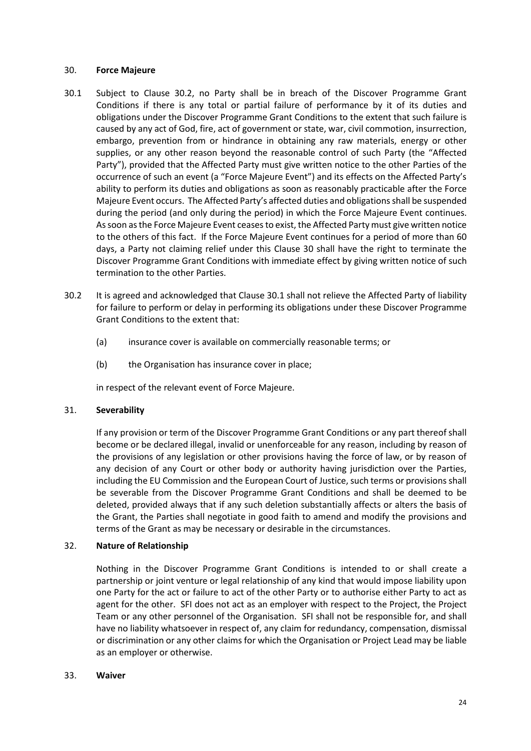## 30. **Force Majeure**

30.1 Subject to Clause 30.2, no Party shall be in breach of the Discover Programme Grant Conditions if there is any total or partial failure of performance by it of its duties and obligations under the Discover Programme Grant Conditions to the extent that such failure is caused by any act of God, fire, act of government or state, war, civil commotion, insurrection, embargo, prevention from or hindrance in obtaining any raw materials, energy or other supplies, or any other reason beyond the reasonable control of such Party (the "Affected Party"), provided that the Affected Party must give written notice to the other Parties of the occurrence of such an event (a "Force Majeure Event") and its effects on the Affected Party's ability to perform its duties and obligations as soon as reasonably practicable after the Force Majeure Event occurs. The Affected Party's affected duties and obligations shall be suspended during the period (and only during the period) in which the Force Majeure Event continues. As soon as the Force Majeure Event ceases to exist, the Affected Party must give written notice to the others of this fact. If the Force Majeure Event continues for a period of more than 60 days, a Party not claiming relief under this Clause 30 shall have the right to terminate the Discover Programme Grant Conditions with immediate effect by giving written notice of such termination to the other Parties.

30.2 It is agreed and acknowledged that Clause 30.1 shall not relieve the Affected Party of liability for failure to perform or delay in performing its obligations under these Discover Programme Grant Conditions to the extent that:

(a) insurance cover is available on commercially reasonable terms; or

(b) the Organisation has insurance cover in place;

in respect of the relevant event of Force Majeure.

## 31. **Severability**

If any provision or term of the Discover Programme Grant Conditions or any part thereof shall become or be declared illegal, invalid or unenforceable for any reason, including by reason of the provisions of any legislation or other provisions having the force of law, or by reason of any decision of any Court or other body or authority having jurisdiction over the Parties, including the EU Commission and the European Court of Justice, such terms or provisions shall be severable from the Discover Programme Grant Conditions and shall be deemed to be deleted, provided always that if any such deletion substantially affects or alters the basis of the Grant, the Parties shall negotiate in good faith to amend and modify the provisions and terms of the Grant as may be necessary or desirable in the circumstances.

## 32. **Nature of Relationship**

Nothing in the Discover Programme Grant Conditions is intended to or shall create a partnership or joint venture or legal relationship of any kind that would impose liability upon one Party for the act or failure to act of the other Party or to authorise either Party to act as agent for the other. SFI does not act as an employer with respect to the Project, the Project Team or any other personnel of the Organisation. SFI shall not be responsible for, and shall have no liability whatsoever in respect of, any claim for redundancy, compensation, dismissal or discrimination or any other claims for which the Organisation or Project Lead may be liable as an employer or otherwise.

## 33. **Waiver**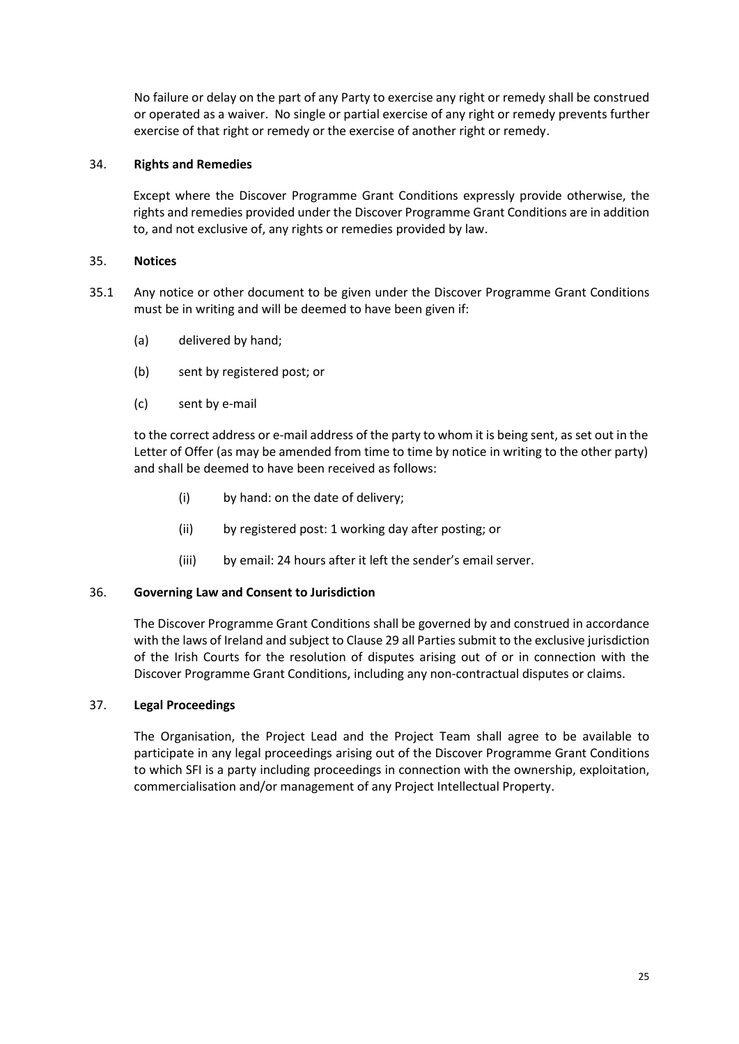No failure or delay on the part of any Party to exercise any right or remedy shall be construed or operated as a waiver. No single or partial exercise of any right or remedy prevents further exercise of that right or remedy or the exercise of another right or remedy.

## 34. Rights and Remedies

Except where the Discover Programme Grant Conditions expressly provide otherwise, the rights and remedies provided under the Discover Programme Grant Conditions are in addition to, and not exclusive of, any rights or remedies provided by law.

## 35. Notices

35.1 Any notice or other document to be given under the Discover Programme Grant Conditions must be in writing and will be deemed to have been given if:

(a) delivered by hand;

(b) sent by registered post; or

(c) sent by e-mail

to the correct address or e-mail address of the party to whom it is being sent, as set out in the Letter of Offer (as may be amended from time to time by notice in writing to the other party) and shall be deemed to have been received as follows:

(i) by hand: on the date of delivery;

(ii) by registered post: 1 working day after posting; or

(iii) by email: 24 hours after it left the sender's email server.

## 36. Governing Law and Consent to Jurisdiction

The Discover Programme Grant Conditions shall be governed by and construed in accordance with the laws of Ireland and subject to Clause 29 all Parties submit to the exclusive jurisdiction of the Irish Courts for the resolution of disputes arising out of or in connection with the Discover Programme Grant Conditions, including any non-contractual disputes or claims.

## 37. Legal Proceedings

The Organisation, the Project Lead and the Project Team shall agree to be available to participate in any legal proceedings arising out of the Discover Programme Grant Conditions to which SFI is a party including proceedings in connection with the ownership, exploitation, commercialisation and/or management of any Project Intellectual Property.